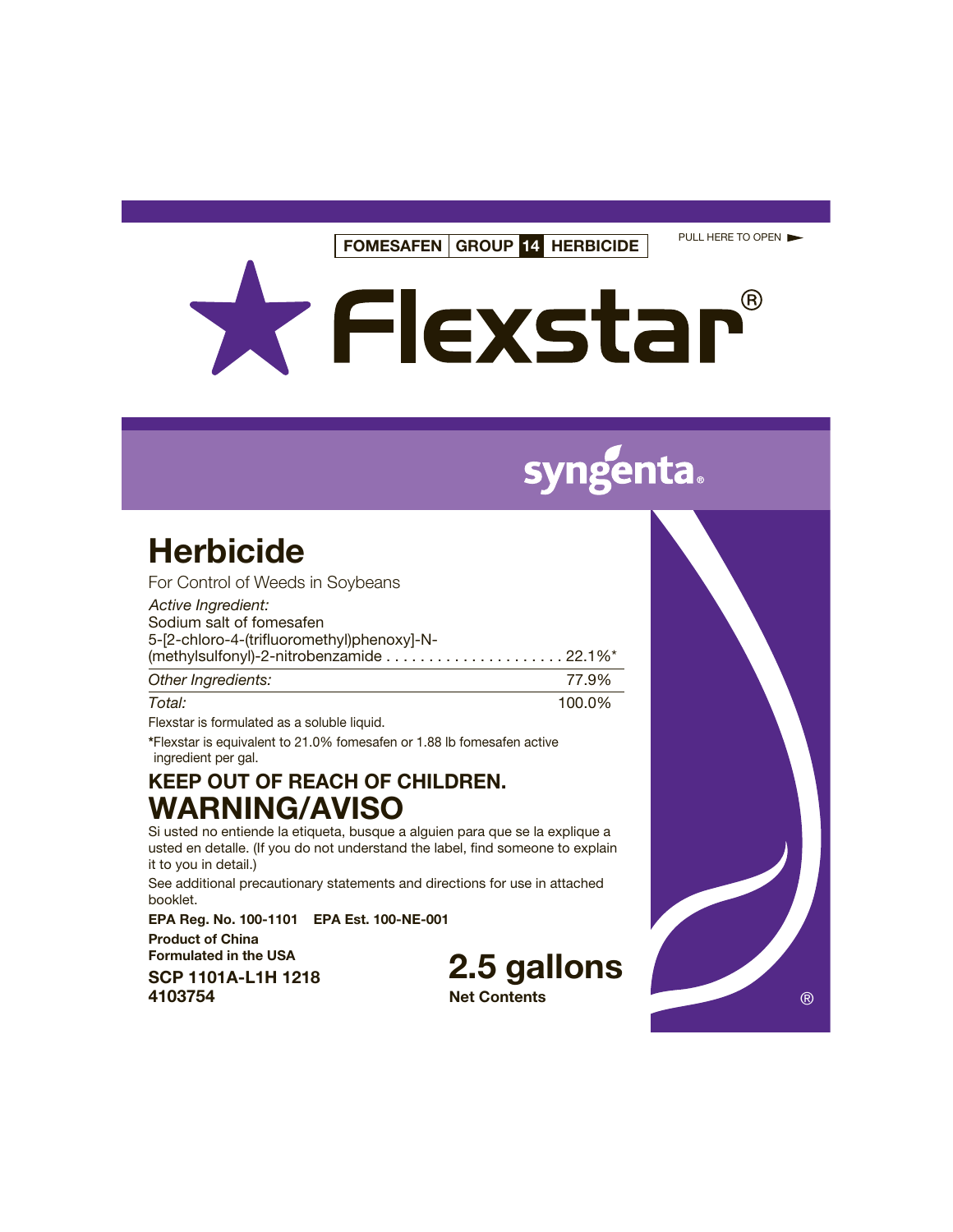FOMESAFEN | GROUP 14 | HERBICIDE

PULL HERE TO OPEN ►

# Flexstar®

syngenta®

# Herbicide

For Control of Weeds in Soybeans

*Active Ingredient:*
Sodium salt of fomesafen
5-[2-chloro-4-(trifluoromethyl)phenoxy]-N-(methylsulfonyl)-2-nitrobenzamide . . . . . . . . . . . . . . . . . . . . . 22.1%*

| | |
|---|---|
| *Other Ingredients:* | 77.9% |
| *Total:* | 100.0% |

Flexstar is formulated as a soluble liquid.

*Flexstar is equivalent to 21.0% fomesafen or 1.88 lb fomesafen active ingredient per gal.

## KEEP OUT OF REACH OF CHILDREN.

# WARNING/AVISO

Si usted no entiende la etiqueta, busque a alguien para que se la explique a usted en detalle. (If you do not understand the label, find someone to explain it to you in detail.)

See additional precautionary statements and directions for use in attached booklet.

**EPA Reg. No. 100-1101 EPA Est. 100-NE-001**

**Product of China**
**Formulated in the USA**

**SCP 1101A-L1H 1218**
**4103754**

**2.5 gallons**
**Net Contents**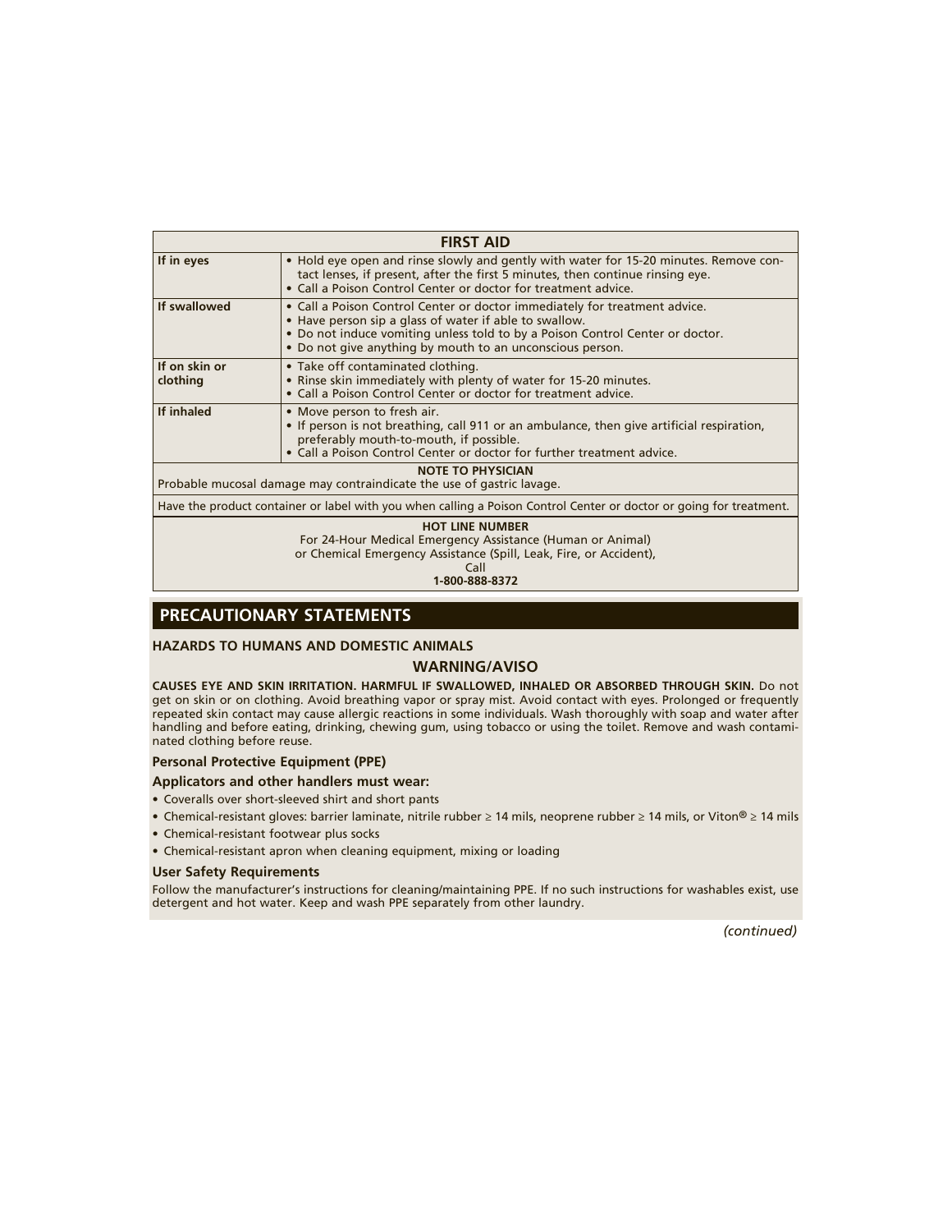| FIRST AID | |
|---|---|
| **If in eyes** | • Hold eye open and rinse slowly and gently with water for 15-20 minutes. Remove contact lenses, if present, after the first 5 minutes, then continue rinsing eye.<br>• Call a Poison Control Center or doctor for treatment advice. |
| **If swallowed** | • Call a Poison Control Center or doctor immediately for treatment advice.<br>• Have person sip a glass of water if able to swallow.<br>• Do not induce vomiting unless told to by a Poison Control Center or doctor.<br>• Do not give anything by mouth to an unconscious person. |
| **If on skin or clothing** | • Take off contaminated clothing.<br>• Rinse skin immediately with plenty of water for 15-20 minutes.<br>• Call a Poison Control Center or doctor for treatment advice. |
| **If inhaled** | • Move person to fresh air.<br>• If person is not breathing, call 911 or an ambulance, then give artificial respiration, preferably mouth-to-mouth, if possible.<br>• Call a Poison Control Center or doctor for further treatment advice. |
| **NOTE TO PHYSICIAN**<br>Probable mucosal damage may contraindicate the use of gastric lavage. | |
| Have the product container or label with you when calling a Poison Control Center or doctor or going for treatment. | |
| **HOT LINE NUMBER**<br>For 24-Hour Medical Emergency Assistance (Human or Animal)<br>or Chemical Emergency Assistance (Spill, Leak, Fire, or Accident),<br>Call<br>**1-800-888-8372** | |

## PRECAUTIONARY STATEMENTS

### HAZARDS TO HUMANS AND DOMESTIC ANIMALS

### WARNING/AVISO

**CAUSES EYE AND SKIN IRRITATION. HARMFUL IF SWALLOWED, INHALED OR ABSORBED THROUGH SKIN.** Do not get on skin or on clothing. Avoid breathing vapor or spray mist. Avoid contact with eyes. Prolonged or frequently repeated skin contact may cause allergic reactions in some individuals. Wash thoroughly with soap and water after handling and before eating, drinking, chewing gum, using tobacco or using the toilet. Remove and wash contaminated clothing before reuse.

**Personal Protective Equipment (PPE)**

**Applicators and other handlers must wear:**

- Coveralls over short-sleeved shirt and short pants
- Chemical-resistant gloves: barrier laminate, nitrile rubber ≥ 14 mils, neoprene rubber ≥ 14 mils, or Viton® ≥ 14 mils
- Chemical-resistant footwear plus socks
- Chemical-resistant apron when cleaning equipment, mixing or loading

**User Safety Requirements**

Follow the manufacturer's instructions for cleaning/maintaining PPE. If no such instructions for washables exist, use detergent and hot water. Keep and wash PPE separately from other laundry.

*(continued)*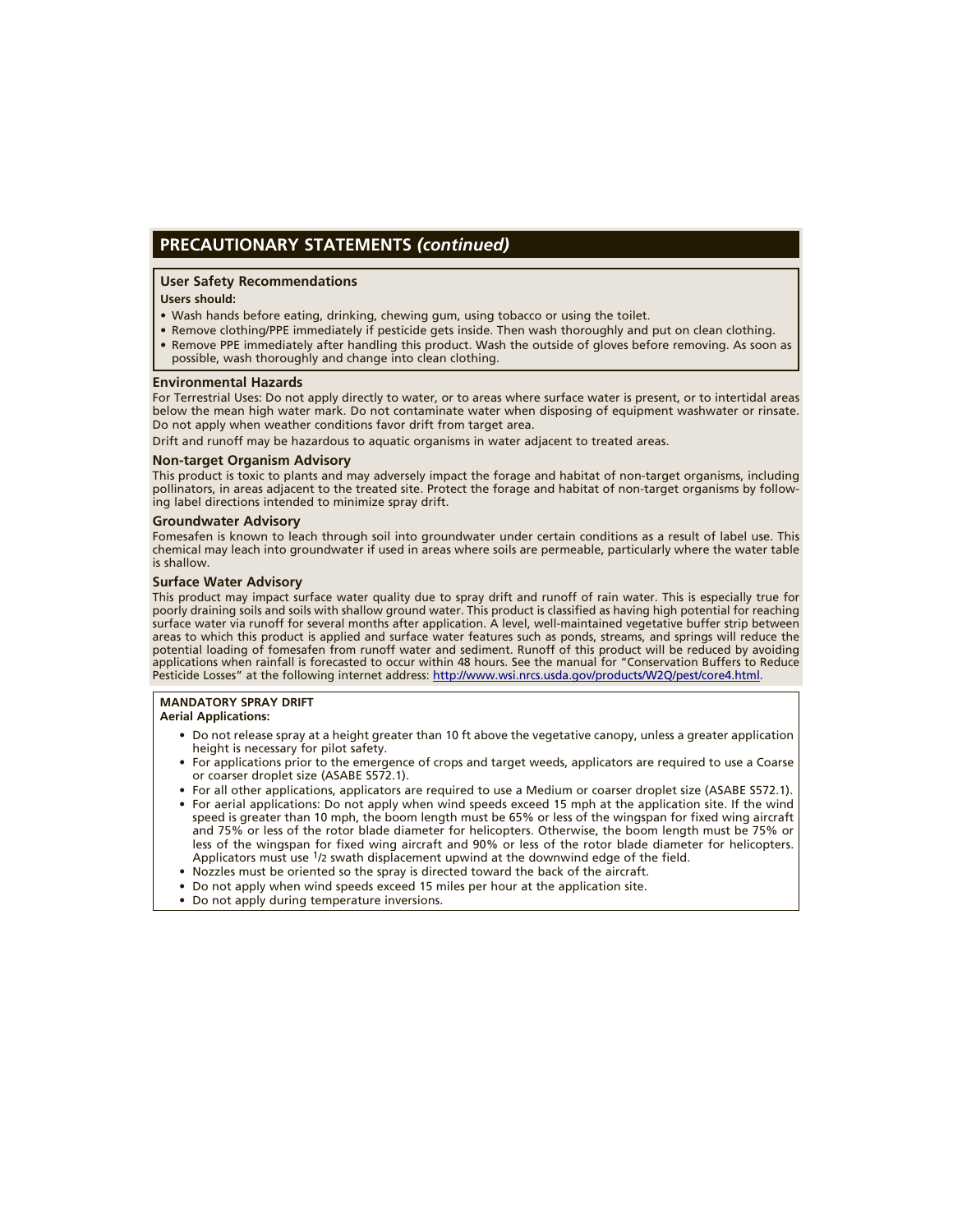## PRECAUTIONARY STATEMENTS *(continued)*

### User Safety Recommendations

**Users should:**

- Wash hands before eating, drinking, chewing gum, using tobacco or using the toilet.
- Remove clothing/PPE immediately if pesticide gets inside. Then wash thoroughly and put on clean clothing.
- Remove PPE immediately after handling this product. Wash the outside of gloves before removing. As soon as possible, wash thoroughly and change into clean clothing.

### Environmental Hazards

For Terrestrial Uses: Do not apply directly to water, or to areas where surface water is present, or to intertidal areas below the mean high water mark. Do not contaminate water when disposing of equipment washwater or rinsate. Do not apply when weather conditions favor drift from target area.

Drift and runoff may be hazardous to aquatic organisms in water adjacent to treated areas.

### Non-target Organism Advisory

This product is toxic to plants and may adversely impact the forage and habitat of non-target organisms, including pollinators, in areas adjacent to the treated site. Protect the forage and habitat of non-target organisms by following label directions intended to minimize spray drift.

### Groundwater Advisory

Fomesafen is known to leach through soil into groundwater under certain conditions as a result of label use. This chemical may leach into groundwater if used in areas where soils are permeable, particularly where the water table is shallow.

### Surface Water Advisory

This product may impact surface water quality due to spray drift and runoff of rain water. This is especially true for poorly draining soils and soils with shallow ground water. This product is classified as having high potential for reaching surface water via runoff for several months after application. A level, well-maintained vegetative buffer strip between areas to which this product is applied and surface water features such as ponds, streams, and springs will reduce the potential loading of fomesafen from runoff water and sediment. Runoff of this product will be reduced by avoiding applications when rainfall is forecasted to occur within 48 hours. See the manual for "Conservation Buffers to Reduce Pesticide Losses" at the following internet address: http://www.wsi.nrcs.usda.gov/products/W2Q/pest/core4.html.

**MANDATORY SPRAY DRIFT**

**Aerial Applications:**

- Do not release spray at a height greater than 10 ft above the vegetative canopy, unless a greater application height is necessary for pilot safety.
- For applications prior to the emergence of crops and target weeds, applicators are required to use a Coarse or coarser droplet size (ASABE S572.1).
- For all other applications, applicators are required to use a Medium or coarser droplet size (ASABE S572.1).
- For aerial applications: Do not apply when wind speeds exceed 15 mph at the application site. If the wind speed is greater than 10 mph, the boom length must be 65% or less of the wingspan for fixed wing aircraft and 75% or less of the rotor blade diameter for helicopters. Otherwise, the boom length must be 75% or less of the wingspan for fixed wing aircraft and 90% or less of the rotor blade diameter for helicopters. Applicators must use 1/2 swath displacement upwind at the downwind edge of the field.
- Nozzles must be oriented so the spray is directed toward the back of the aircraft.
- Do not apply when wind speeds exceed 15 miles per hour at the application site.
- Do not apply during temperature inversions.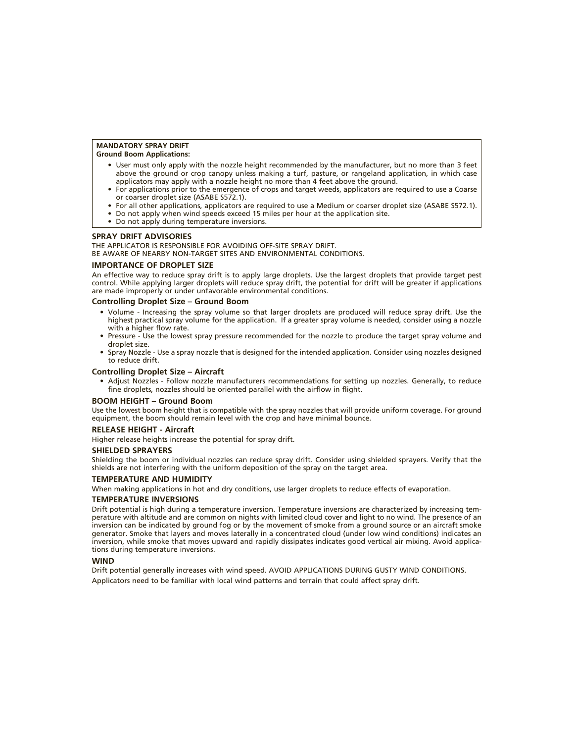**MANDATORY SPRAY DRIFT**
**Ground Boom Applications:**

- User must only apply with the nozzle height recommended by the manufacturer, but no more than 3 feet above the ground or crop canopy unless making a turf, pasture, or rangeland application, in which case applicators may apply with a nozzle height no more than 4 feet above the ground.
- For applications prior to the emergence of crops and target weeds, applicators are required to use a Coarse or coarser droplet size (ASABE S572.1).
- For all other applications, applicators are required to use a Medium or coarser droplet size (ASABE S572.1).
- Do not apply when wind speeds exceed 15 miles per hour at the application site.
- Do not apply during temperature inversions.

## SPRAY DRIFT ADVISORIES

THE APPLICATOR IS RESPONSIBLE FOR AVOIDING OFF-SITE SPRAY DRIFT.
BE AWARE OF NEARBY NON-TARGET SITES AND ENVIRONMENTAL CONDITIONS.

### IMPORTANCE OF DROPLET SIZE

An effective way to reduce spray drift is to apply large droplets. Use the largest droplets that provide target pest control. While applying larger droplets will reduce spray drift, the potential for drift will be greater if applications are made improperly or under unfavorable environmental conditions.

### Controlling Droplet Size – Ground Boom

- Volume - Increasing the spray volume so that larger droplets are produced will reduce spray drift. Use the highest practical spray volume for the application. If a greater spray volume is needed, consider using a nozzle with a higher flow rate.
- Pressure - Use the lowest spray pressure recommended for the nozzle to produce the target spray volume and droplet size.
- Spray Nozzle - Use a spray nozzle that is designed for the intended application. Consider using nozzles designed to reduce drift.

### Controlling Droplet Size – Aircraft

- Adjust Nozzles - Follow nozzle manufacturers recommendations for setting up nozzles. Generally, to reduce fine droplets, nozzles should be oriented parallel with the airflow in flight.

### BOOM HEIGHT – Ground Boom

Use the lowest boom height that is compatible with the spray nozzles that will provide uniform coverage. For ground equipment, the boom should remain level with the crop and have minimal bounce.

### RELEASE HEIGHT - Aircraft

Higher release heights increase the potential for spray drift.

### SHIELDED SPRAYERS

Shielding the boom or individual nozzles can reduce spray drift. Consider using shielded sprayers. Verify that the shields are not interfering with the uniform deposition of the spray on the target area.

### TEMPERATURE AND HUMIDITY

When making applications in hot and dry conditions, use larger droplets to reduce effects of evaporation.

### TEMPERATURE INVERSIONS

Drift potential is high during a temperature inversion. Temperature inversions are characterized by increasing temperature with altitude and are common on nights with limited cloud cover and light to no wind. The presence of an inversion can be indicated by ground fog or by the movement of smoke from a ground source or an aircraft smoke generator. Smoke that layers and moves laterally in a concentrated cloud (under low wind conditions) indicates an inversion, while smoke that moves upward and rapidly dissipates indicates good vertical air mixing. Avoid applications during temperature inversions.

### WIND

Drift potential generally increases with wind speed. AVOID APPLICATIONS DURING GUSTY WIND CONDITIONS.

Applicators need to be familiar with local wind patterns and terrain that could affect spray drift.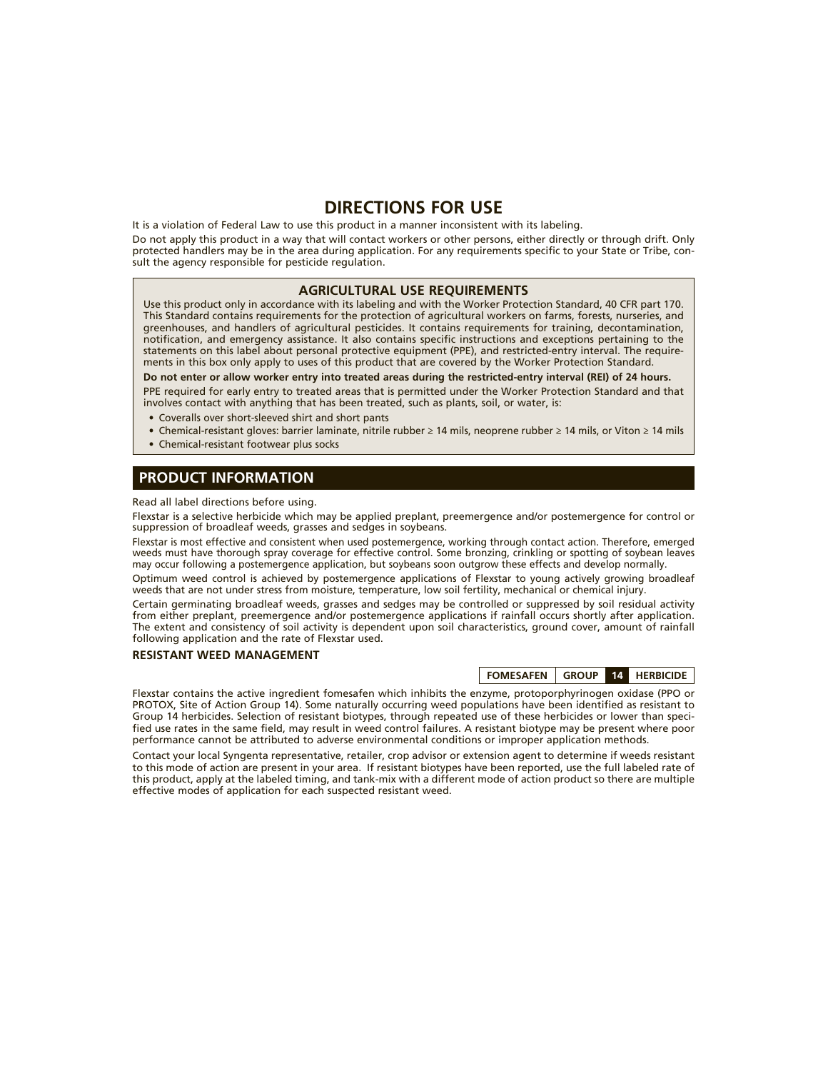# DIRECTIONS FOR USE

It is a violation of Federal Law to use this product in a manner inconsistent with its labeling.

Do not apply this product in a way that will contact workers or other persons, either directly or through drift. Only protected handlers may be in the area during application. For any requirements specific to your State or Tribe, consult the agency responsible for pesticide regulation.

### AGRICULTURAL USE REQUIREMENTS

Use this product only in accordance with its labeling and with the Worker Protection Standard, 40 CFR part 170. This Standard contains requirements for the protection of agricultural workers on farms, forests, nurseries, and greenhouses, and handlers of agricultural pesticides. It contains requirements for training, decontamination, notification, and emergency assistance. It also contains specific instructions and exceptions pertaining to the statements on this label about personal protective equipment (PPE), and restricted-entry interval. The requirements in this box only apply to uses of this product that are covered by the Worker Protection Standard.

**Do not enter or allow worker entry into treated areas during the restricted-entry interval (REI) of 24 hours.**

PPE required for early entry to treated areas that is permitted under the Worker Protection Standard and that involves contact with anything that has been treated, such as plants, soil, or water, is:

- Coveralls over short-sleeved shirt and short pants
- Chemical-resistant gloves: barrier laminate, nitrile rubber ≥ 14 mils, neoprene rubber ≥ 14 mils, or Viton ≥ 14 mils
- Chemical-resistant footwear plus socks

## PRODUCT INFORMATION

Read all label directions before using.

Flexstar is a selective herbicide which may be applied preplant, preemergence and/or postemergence for control or suppression of broadleaf weeds, grasses and sedges in soybeans.

Flexstar is most effective and consistent when used postemergence, working through contact action. Therefore, emerged weeds must have thorough spray coverage for effective control. Some bronzing, crinkling or spotting of soybean leaves may occur following a postemergence application, but soybeans soon outgrow these effects and develop normally.

Optimum weed control is achieved by postemergence applications of Flexstar to young actively growing broadleaf weeds that are not under stress from moisture, temperature, low soil fertility, mechanical or chemical injury.

Certain germinating broadleaf weeds, grasses and sedges may be controlled or suppressed by soil residual activity from either preplant, preemergence and/or postemergence applications if rainfall occurs shortly after application. The extent and consistency of soil activity is dependent upon soil characteristics, ground cover, amount of rainfall following application and the rate of Flexstar used.

### RESISTANT WEED MANAGEMENT

| FOMESAFEN | GROUP | 14 | HERBICIDE |
|---|---|---|---|

Flexstar contains the active ingredient fomesafen which inhibits the enzyme, protoporphyrinogen oxidase (PPO or PROTOX, Site of Action Group 14). Some naturally occurring weed populations have been identified as resistant to Group 14 herbicides. Selection of resistant biotypes, through repeated use of these herbicides or lower than specified use rates in the same field, may result in weed control failures. A resistant biotype may be present where poor performance cannot be attributed to adverse environmental conditions or improper application methods.

Contact your local Syngenta representative, retailer, crop advisor or extension agent to determine if weeds resistant to this mode of action are present in your area. If resistant biotypes have been reported, use the full labeled rate of this product, apply at the labeled timing, and tank-mix with a different mode of action product so there are multiple effective modes of application for each suspected resistant weed.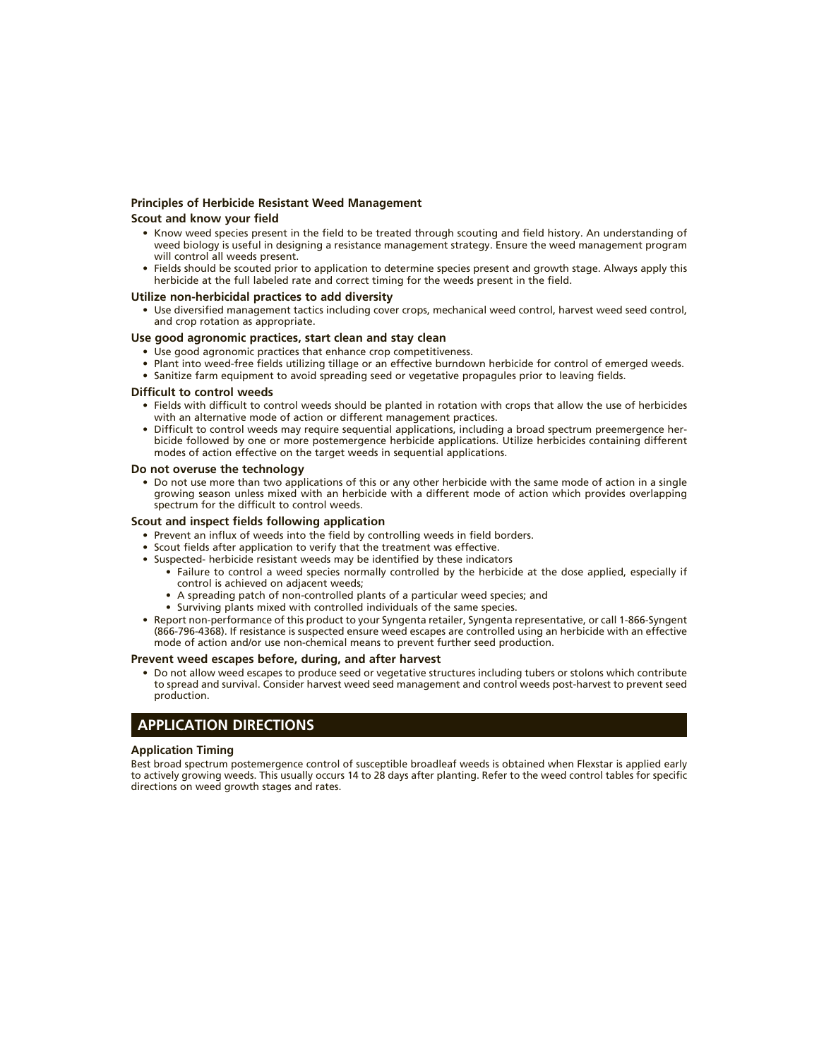### Principles of Herbicide Resistant Weed Management

#### Scout and know your field

- Know weed species present in the field to be treated through scouting and field history. An understanding of weed biology is useful in designing a resistance management strategy. Ensure the weed management program will control all weeds present.
- Fields should be scouted prior to application to determine species present and growth stage. Always apply this herbicide at the full labeled rate and correct timing for the weeds present in the field.

#### Utilize non-herbicidal practices to add diversity

- Use diversified management tactics including cover crops, mechanical weed control, harvest weed seed control, and crop rotation as appropriate.

#### Use good agronomic practices, start clean and stay clean

- Use good agronomic practices that enhance crop competitiveness.
- Plant into weed-free fields utilizing tillage or an effective burndown herbicide for control of emerged weeds.
- Sanitize farm equipment to avoid spreading seed or vegetative propagules prior to leaving fields.

#### Difficult to control weeds

- Fields with difficult to control weeds should be planted in rotation with crops that allow the use of herbicides with an alternative mode of action or different management practices.
- Difficult to control weeds may require sequential applications, including a broad spectrum preemergence herbicide followed by one or more postemergence herbicide applications. Utilize herbicides containing different modes of action effective on the target weeds in sequential applications.

#### Do not overuse the technology

- Do not use more than two applications of this or any other herbicide with the same mode of action in a single growing season unless mixed with an herbicide with a different mode of action which provides overlapping spectrum for the difficult to control weeds.

#### Scout and inspect fields following application

- Prevent an influx of weeds into the field by controlling weeds in field borders.
- Scout fields after application to verify that the treatment was effective.
- Suspected- herbicide resistant weeds may be identified by these indicators
  - Failure to control a weed species normally controlled by the herbicide at the dose applied, especially if control is achieved on adjacent weeds;
  - A spreading patch of non-controlled plants of a particular weed species; and
  - Surviving plants mixed with controlled individuals of the same species.
- Report non-performance of this product to your Syngenta retailer, Syngenta representative, or call 1-866-Syngent (866-796-4368). If resistance is suspected ensure weed escapes are controlled using an herbicide with an effective mode of action and/or use non-chemical means to prevent further seed production.

#### Prevent weed escapes before, during, and after harvest

- Do not allow weed escapes to produce seed or vegetative structures including tubers or stolons which contribute to spread and survival. Consider harvest weed seed management and control weeds post-harvest to prevent seed production.

## APPLICATION DIRECTIONS

#### Application Timing

Best broad spectrum postemergence control of susceptible broadleaf weeds is obtained when Flexstar is applied early to actively growing weeds. This usually occurs 14 to 28 days after planting. Refer to the weed control tables for specific directions on weed growth stages and rates.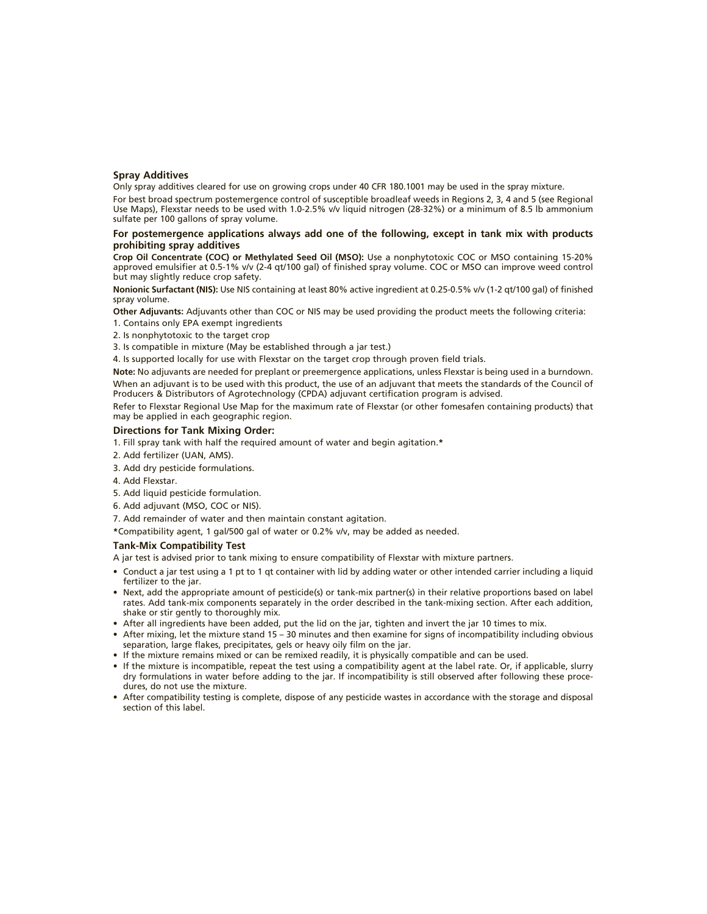### Spray Additives

Only spray additives cleared for use on growing crops under 40 CFR 180.1001 may be used in the spray mixture.

For best broad spectrum postemergence control of susceptible broadleaf weeds in Regions 2, 3, 4 and 5 (see Regional Use Maps), Flexstar needs to be used with 1.0-2.5% v/v liquid nitrogen (28-32%) or a minimum of 8.5 lb ammonium sulfate per 100 gallons of spray volume.

**For postemergence applications always add one of the following, except in tank mix with products prohibiting spray additives**

**Crop Oil Concentrate (COC) or Methylated Seed Oil (MSO):** Use a nonphytotoxic COC or MSO containing 15-20% approved emulsifier at 0.5-1% v/v (2-4 qt/100 gal) of finished spray volume. COC or MSO can improve weed control but may slightly reduce crop safety.

**Nonionic Surfactant (NIS):** Use NIS containing at least 80% active ingredient at 0.25-0.5% v/v (1-2 qt/100 gal) of finished spray volume.

**Other Adjuvants:** Adjuvants other than COC or NIS may be used providing the product meets the following criteria:

1. Contains only EPA exempt ingredients
2. Is nonphytotoxic to the target crop
3. Is compatible in mixture (May be established through a jar test.)
4. Is supported locally for use with Flexstar on the target crop through proven field trials.

**Note:** No adjuvants are needed for preplant or preemergence applications, unless Flexstar is being used in a burndown.

When an adjuvant is to be used with this product, the use of an adjuvant that meets the standards of the Council of Producers & Distributors of Agrotechnology (CPDA) adjuvant certification program is advised.

Refer to Flexstar Regional Use Map for the maximum rate of Flexstar (or other fomesafen containing products) that may be applied in each geographic region.

### Directions for Tank Mixing Order:

1. Fill spray tank with half the required amount of water and begin agitation.*
2. Add fertilizer (UAN, AMS).
3. Add dry pesticide formulations.
4. Add Flexstar.
5. Add liquid pesticide formulation.
6. Add adjuvant (MSO, COC or NIS).
7. Add remainder of water and then maintain constant agitation.

*Compatibility agent, 1 gal/500 gal of water or 0.2% v/v, may be added as needed.

### Tank-Mix Compatibility Test

A jar test is advised prior to tank mixing to ensure compatibility of Flexstar with mixture partners.

- Conduct a jar test using a 1 pt to 1 qt container with lid by adding water or other intended carrier including a liquid fertilizer to the jar.
- Next, add the appropriate amount of pesticide(s) or tank-mix partner(s) in their relative proportions based on label rates. Add tank-mix components separately in the order described in the tank-mixing section. After each addition, shake or stir gently to thoroughly mix.
- After all ingredients have been added, put the lid on the jar, tighten and invert the jar 10 times to mix.
- After mixing, let the mixture stand 15 – 30 minutes and then examine for signs of incompatibility including obvious separation, large flakes, precipitates, gels or heavy oily film on the jar.
- If the mixture remains mixed or can be remixed readily, it is physically compatible and can be used.
- If the mixture is incompatible, repeat the test using a compatibility agent at the label rate. Or, if applicable, slurry dry formulations in water before adding to the jar. If incompatibility is still observed after following these procedures, do not use the mixture.
- After compatibility testing is complete, dispose of any pesticide wastes in accordance with the storage and disposal section of this label.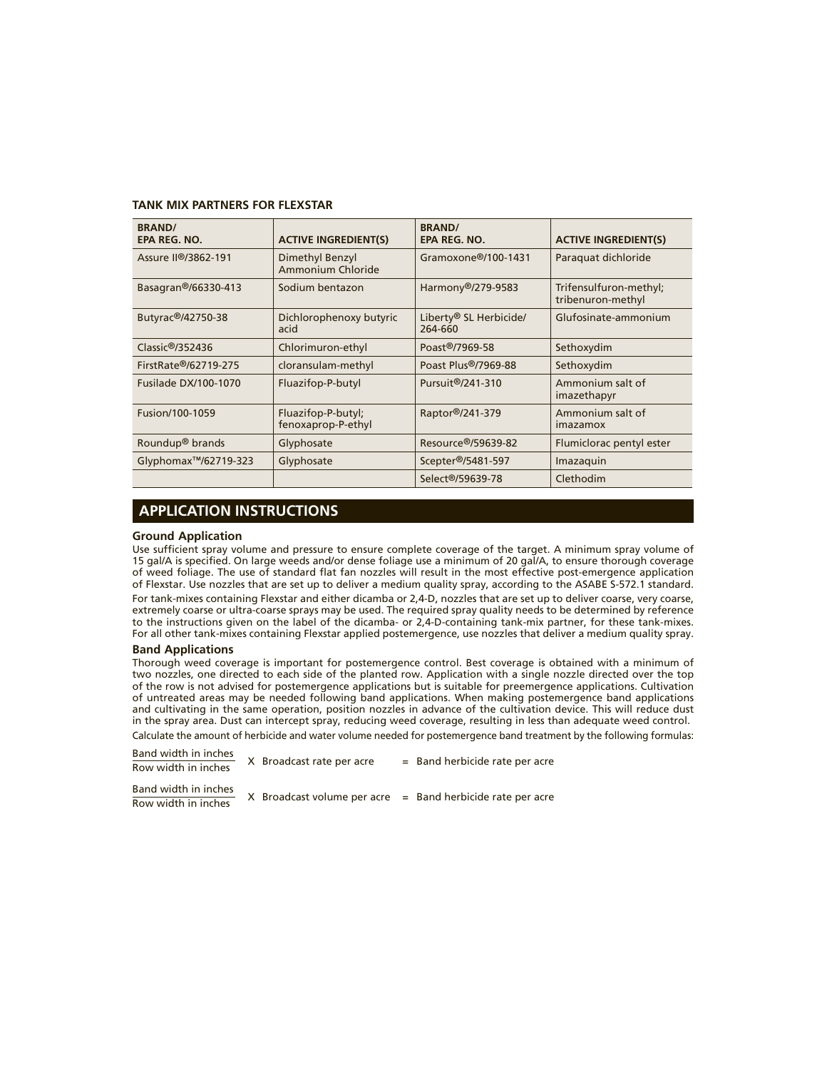**TANK MIX PARTNERS FOR FLEXSTAR**

| BRAND/ EPA REG. NO. | ACTIVE INGREDIENT(S) | BRAND/ EPA REG. NO. | ACTIVE INGREDIENT(S) |
|---|---|---|---|
| Assure II®/3862-191 | Dimethyl Benzyl Ammonium Chloride | Gramoxone®/100-1431 | Paraquat dichloride |
| Basagran®/66330-413 | Sodium bentazon | Harmony®/279-9583 | Trifensulfuron-methyl; tribenuron-methyl |
| Butyrac®/42750-38 | Dichlorophenoxy butyric acid | Liberty® SL Herbicide/ 264-660 | Glufosinate-ammonium |
| Classic®/352436 | Chlorimuron-ethyl | Poast®/7969-58 | Sethoxydim |
| FirstRate®/62719-275 | cloransulam-methyl | Poast Plus®/7969-88 | Sethoxydim |
| Fusilade DX/100-1070 | Fluazifop-P-butyl | Pursuit®/241-310 | Ammonium salt of imazethapyr |
| Fusion/100-1059 | Fluazifop-P-butyl; fenoxaprop-P-ethyl | Raptor®/241-379 | Ammonium salt of imazamox |
| Roundup® brands | Glyphosate | Resource®/59639-82 | Flumiclorac pentyl ester |
| Glyphomax™/62719-323 | Glyphosate | Scepter®/5481-597 | Imazaquin |
| | | Select®/59639-78 | Clethodim |

## APPLICATION INSTRUCTIONS

### Ground Application

Use sufficient spray volume and pressure to ensure complete coverage of the target. A minimum spray volume of 15 gal/A is specified. On large weeds and/or dense foliage use a minimum of 20 gal/A, to ensure thorough coverage of weed foliage. The use of standard flat fan nozzles will result in the most effective post-emergence application of Flexstar. Use nozzles that are set up to deliver a medium quality spray, according to the ASABE S-572.1 standard.

For tank-mixes containing Flexstar and either dicamba or 2,4-D, nozzles that are set up to deliver coarse, very coarse, extremely coarse or ultra-coarse sprays may be used. The required spray quality needs to be determined by reference to the instructions given on the label of the dicamba- or 2,4-D-containing tank-mix partner, for these tank-mixes. For all other tank-mixes containing Flexstar applied postemergence, use nozzles that deliver a medium quality spray.

### Band Applications

Thorough weed coverage is important for postemergence control. Best coverage is obtained with a minimum of two nozzles, one directed to each side of the planted row. Application with a single nozzle directed over the top of the row is not advised for postemergence applications but is suitable for preemergence applications. Cultivation of untreated areas may be needed following band applications. When making postemergence band applications and cultivating in the same operation, position nozzles in advance of the cultivation device. This will reduce dust in the spray area. Dust can intercept spray, reducing weed coverage, resulting in less than adequate weed control.

Calculate the amount of herbicide and water volume needed for postemergence band treatment by the following formulas:

$$\frac{\text{Band width in inches}}{\text{Row width in inches}} \times \text{Broadcast rate per acre} = \text{Band herbicide rate per acre}$$

$$\frac{\text{Band width in inches}}{\text{Row width in inches}} \times \text{Broadcast volume per acre} = \text{Band herbicide rate per acre}$$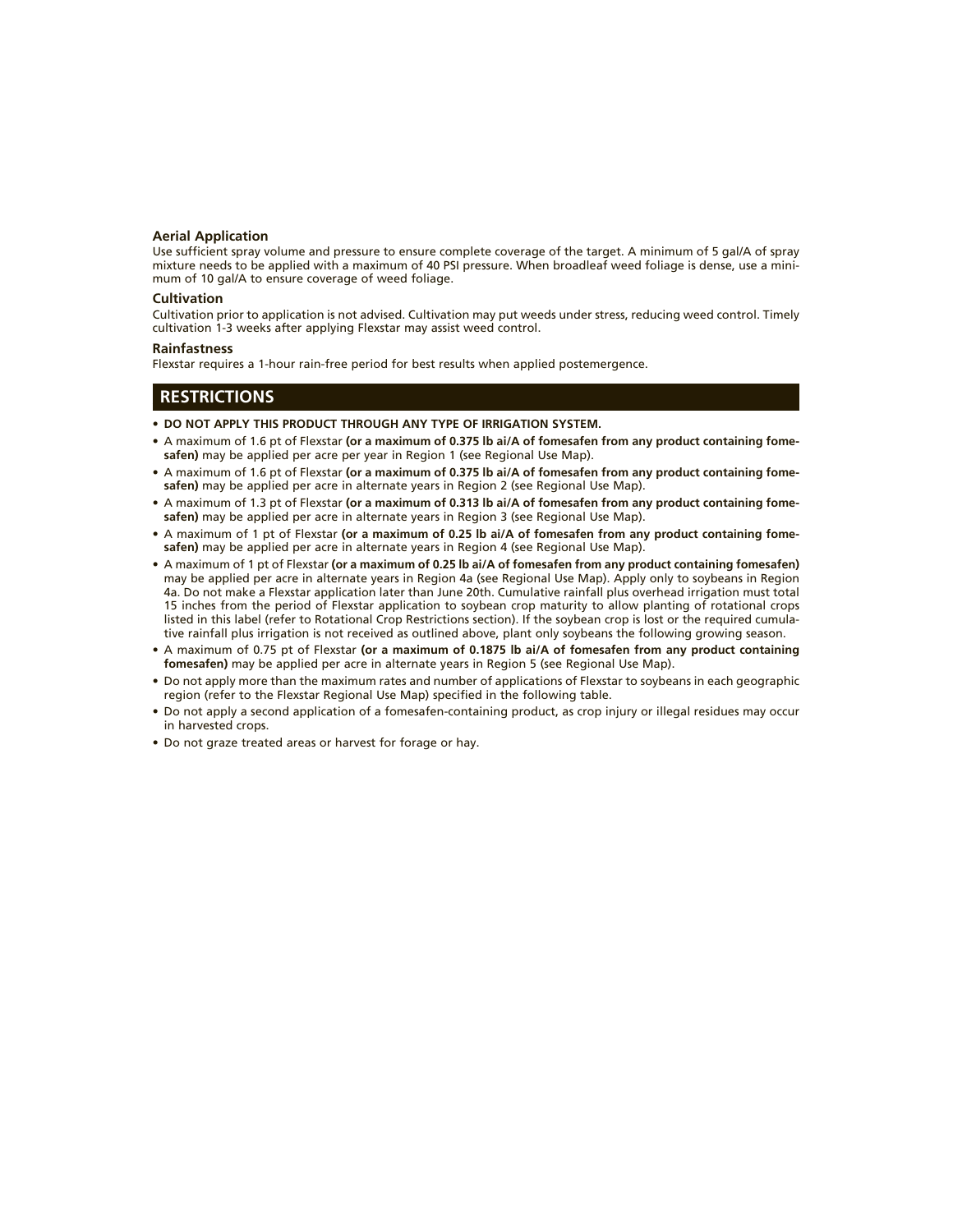### Aerial Application

Use sufficient spray volume and pressure to ensure complete coverage of the target. A minimum of 5 gal/A of spray mixture needs to be applied with a maximum of 40 PSI pressure. When broadleaf weed foliage is dense, use a minimum of 10 gal/A to ensure coverage of weed foliage.

### Cultivation

Cultivation prior to application is not advised. Cultivation may put weeds under stress, reducing weed control. Timely cultivation 1-3 weeks after applying Flexstar may assist weed control.

### Rainfastness

Flexstar requires a 1-hour rain-free period for best results when applied postemergence.

## RESTRICTIONS

- **DO NOT APPLY THIS PRODUCT THROUGH ANY TYPE OF IRRIGATION SYSTEM.**
- A maximum of 1.6 pt of Flexstar **(or a maximum of 0.375 lb ai/A of fomesafen from any product containing fomesafen)** may be applied per acre per year in Region 1 (see Regional Use Map).
- A maximum of 1.6 pt of Flexstar **(or a maximum of 0.375 lb ai/A of fomesafen from any product containing fomesafen)** may be applied per acre in alternate years in Region 2 (see Regional Use Map).
- A maximum of 1.3 pt of Flexstar **(or a maximum of 0.313 lb ai/A of fomesafen from any product containing fomesafen)** may be applied per acre in alternate years in Region 3 (see Regional Use Map).
- A maximum of 1 pt of Flexstar **(or a maximum of 0.25 lb ai/A of fomesafen from any product containing fomesafen)** may be applied per acre in alternate years in Region 4 (see Regional Use Map).
- A maximum of 1 pt of Flexstar **(or a maximum of 0.25 lb ai/A of fomesafen from any product containing fomesafen)** may be applied per acre in alternate years in Region 4a (see Regional Use Map). Apply only to soybeans in Region 4a. Do not make a Flexstar application later than June 20th. Cumulative rainfall plus overhead irrigation must total 15 inches from the period of Flexstar application to soybean crop maturity to allow planting of rotational crops listed in this label (refer to Rotational Crop Restrictions section). If the soybean crop is lost or the required cumulative rainfall plus irrigation is not received as outlined above, plant only soybeans the following growing season.
- A maximum of 0.75 pt of Flexstar **(or a maximum of 0.1875 lb ai/A of fomesafen from any product containing fomesafen)** may be applied per acre in alternate years in Region 5 (see Regional Use Map).
- Do not apply more than the maximum rates and number of applications of Flexstar to soybeans in each geographic region (refer to the Flexstar Regional Use Map) specified in the following table.
- Do not apply a second application of a fomesafen-containing product, as crop injury or illegal residues may occur in harvested crops.
- Do not graze treated areas or harvest for forage or hay.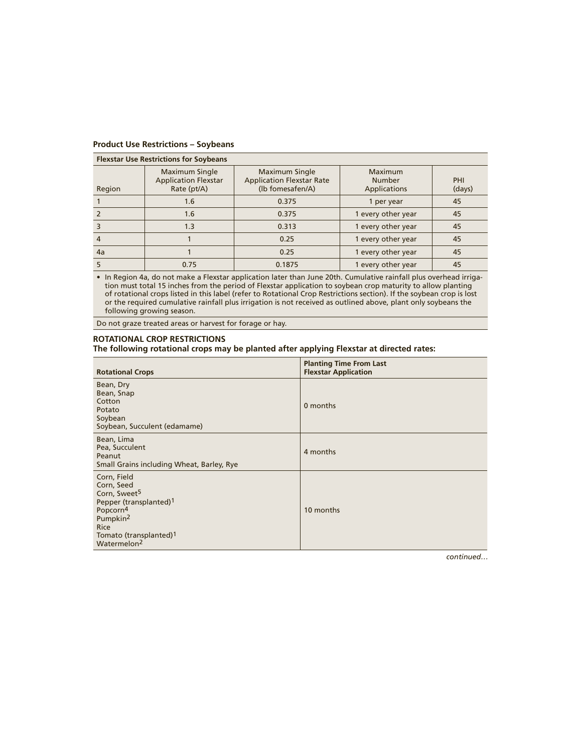**Product Use Restrictions – Soybeans**

| Flexstar Use Restrictions for Soybeans | | | | |
|---|---|---|---|---|
| Region | Maximum Single Application Flexstar Rate (pt/A) | Maximum Single Application Flexstar Rate (lb fomesafen/A) | Maximum Number Applications | PHI (days) |
| 1 | 1.6 | 0.375 | 1 per year | 45 |
| 2 | 1.6 | 0.375 | 1 every other year | 45 |
| 3 | 1.3 | 0.313 | 1 every other year | 45 |
| 4 | 1 | 0.25 | 1 every other year | 45 |
| 4a | 1 | 0.25 | 1 every other year | 45 |
| 5 | 0.75 | 0.1875 | 1 every other year | 45 |

- In Region 4a, do not make a Flexstar application later than June 20th. Cumulative rainfall plus overhead irrigation must total 15 inches from the period of Flexstar application to soybean crop maturity to allow planting of rotational crops listed in this label (refer to Rotational Crop Restrictions section). If the soybean crop is lost or the required cumulative rainfall plus irrigation is not received as outlined above, plant only soybeans the following growing season.

Do not graze treated areas or harvest for forage or hay.

**ROTATIONAL CROP RESTRICTIONS**

**The following rotational crops may be planted after applying Flexstar at directed rates:**

| Rotational Crops | Planting Time From Last Flexstar Application |
|---|---|
| Bean, Dry<br>Bean, Snap<br>Cotton<br>Potato<br>Soybean<br>Soybean, Succulent (edamame) | 0 months |
| Bean, Lima<br>Pea, Succulent<br>Peanut<br>Small Grains including Wheat, Barley, Rye | 4 months |
| Corn, Field<br>Corn, Seed<br>Corn, Sweet[5]<br>Pepper (transplanted)[1]<br>Popcorn[4]<br>Pumpkin[2]<br>Rice<br>Tomato (transplanted)[1]<br>Watermelon[2] | 10 months |

*continued…*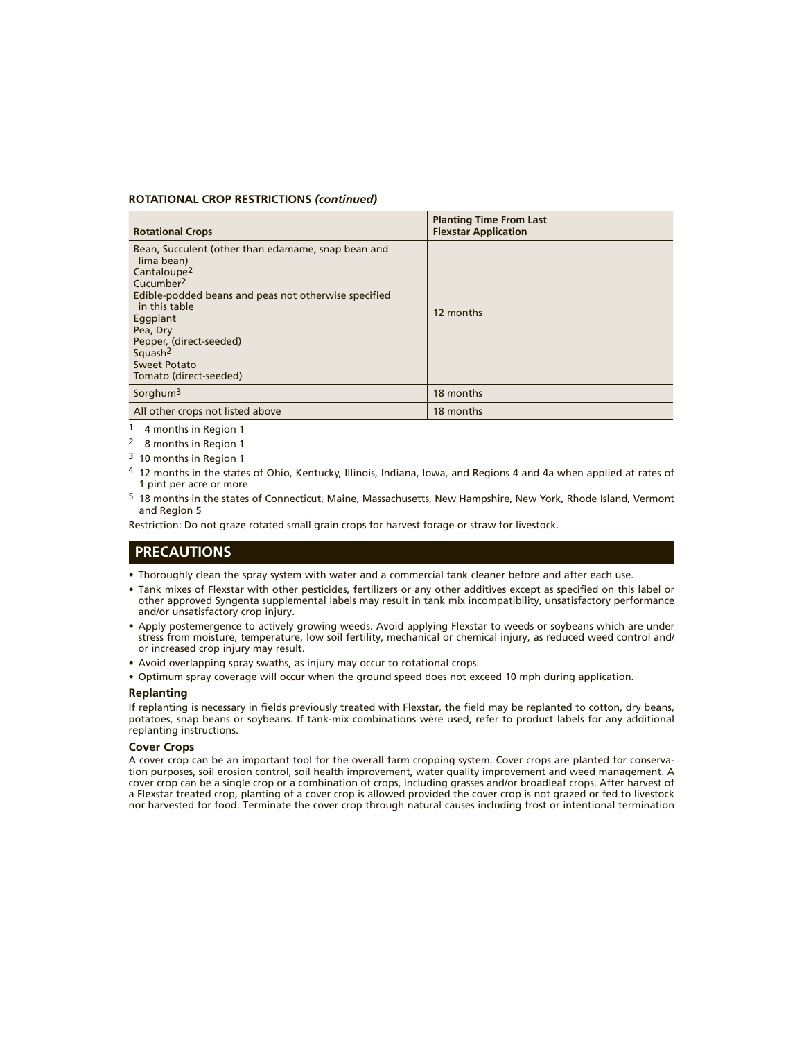**ROTATIONAL CROP RESTRICTIONS *(continued)***

| Rotational Crops | Planting Time From Last Flexstar Application |
|---|---|
| Bean, Succulent (other than edamame, snap bean and lima bean)<br>Cantaloupe[2]<br>Cucumber[2]<br>Edible-podded beans and peas not otherwise specified in this table<br>Eggplant<br>Pea, Dry<br>Pepper, (direct-seeded)<br>Squash[2]<br>Sweet Potato<br>Tomato (direct-seeded) | 12 months |
| Sorghum[3] | 18 months |
| All other crops not listed above | 18 months |

[1] 4 months in Region 1

[2] 8 months in Region 1

[3] 10 months in Region 1

[4] 12 months in the states of Ohio, Kentucky, Illinois, Indiana, Iowa, and Regions 4 and 4a when applied at rates of 1 pint per acre or more

[5] 18 months in the states of Connecticut, Maine, Massachusetts, New Hampshire, New York, Rhode Island, Vermont and Region 5

Restriction: Do not graze rotated small grain crops for harvest forage or straw for livestock.

## PRECAUTIONS

- Thoroughly clean the spray system with water and a commercial tank cleaner before and after each use.
- Tank mixes of Flexstar with other pesticides, fertilizers or any other additives except as specified on this label or other approved Syngenta supplemental labels may result in tank mix incompatibility, unsatisfactory performance and/or unsatisfactory crop injury.
- Apply postemergence to actively growing weeds. Avoid applying Flexstar to weeds or soybeans which are under stress from moisture, temperature, low soil fertility, mechanical or chemical injury, as reduced weed control and/or increased crop injury may result.
- Avoid overlapping spray swaths, as injury may occur to rotational crops.
- Optimum spray coverage will occur when the ground speed does not exceed 10 mph during application.

### Replanting

If replanting is necessary in fields previously treated with Flexstar, the field may be replanted to cotton, dry beans, potatoes, snap beans or soybeans. If tank-mix combinations were used, refer to product labels for any additional replanting instructions.

### Cover Crops

A cover crop can be an important tool for the overall farm cropping system. Cover crops are planted for conservation purposes, soil erosion control, soil health improvement, water quality improvement and weed management. A cover crop can be a single crop or a combination of crops, including grasses and/or broadleaf crops. After harvest of a Flexstar treated crop, planting of a cover crop is allowed provided the cover crop is not grazed or fed to livestock nor harvested for food. Terminate the cover crop through natural causes including frost or intentional termination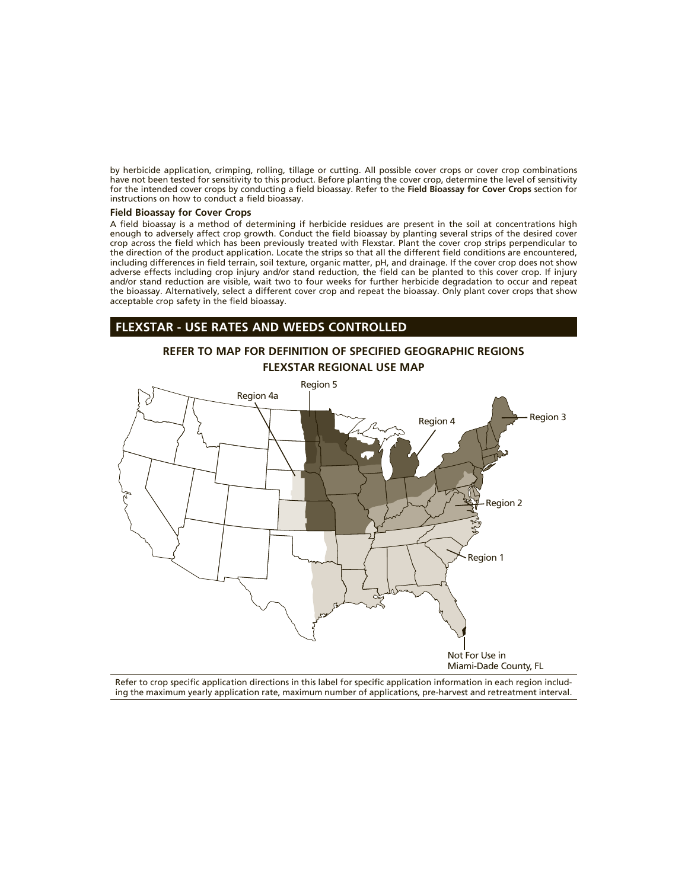by herbicide application, crimping, rolling, tillage or cutting. All possible cover crops or cover crop combinations have not been tested for sensitivity to this product. Before planting the cover crop, determine the level of sensitivity for the intended cover crops by conducting a field bioassay. Refer to the **Field Bioassay for Cover Crops** section for instructions on how to conduct a field bioassay.

### Field Bioassay for Cover Crops

A field bioassay is a method of determining if herbicide residues are present in the soil at concentrations high enough to adversely affect crop growth. Conduct the field bioassay by planting several strips of the desired cover crop across the field which has been previously treated with Flexstar. Plant the cover crop strips perpendicular to the direction of the product application. Locate the strips so that all the different field conditions are encountered, including differences in field terrain, soil texture, organic matter, pH, and drainage. If the cover crop does not show adverse effects including crop injury and/or stand reduction, the field can be planted to this cover crop. If injury and/or stand reduction are visible, wait two to four weeks for further herbicide degradation to occur and repeat the bioassay. Alternatively, select a different cover crop and repeat the bioassay. Only plant cover crops that show acceptable crop safety in the field bioassay.

## FLEXSTAR - USE RATES AND WEEDS CONTROLLED

### REFER TO MAP FOR DEFINITION OF SPECIFIED GEOGRAPHIC REGIONS

### FLEXSTAR REGIONAL USE MAP

Region 5

Region 4a

Region 4

Region 3

Region 2

Region 1

Not For Use in Miami-Dade County, FL

Refer to crop specific application directions in this label for specific application information in each region including the maximum yearly application rate, maximum number of applications, pre-harvest and retreatment interval.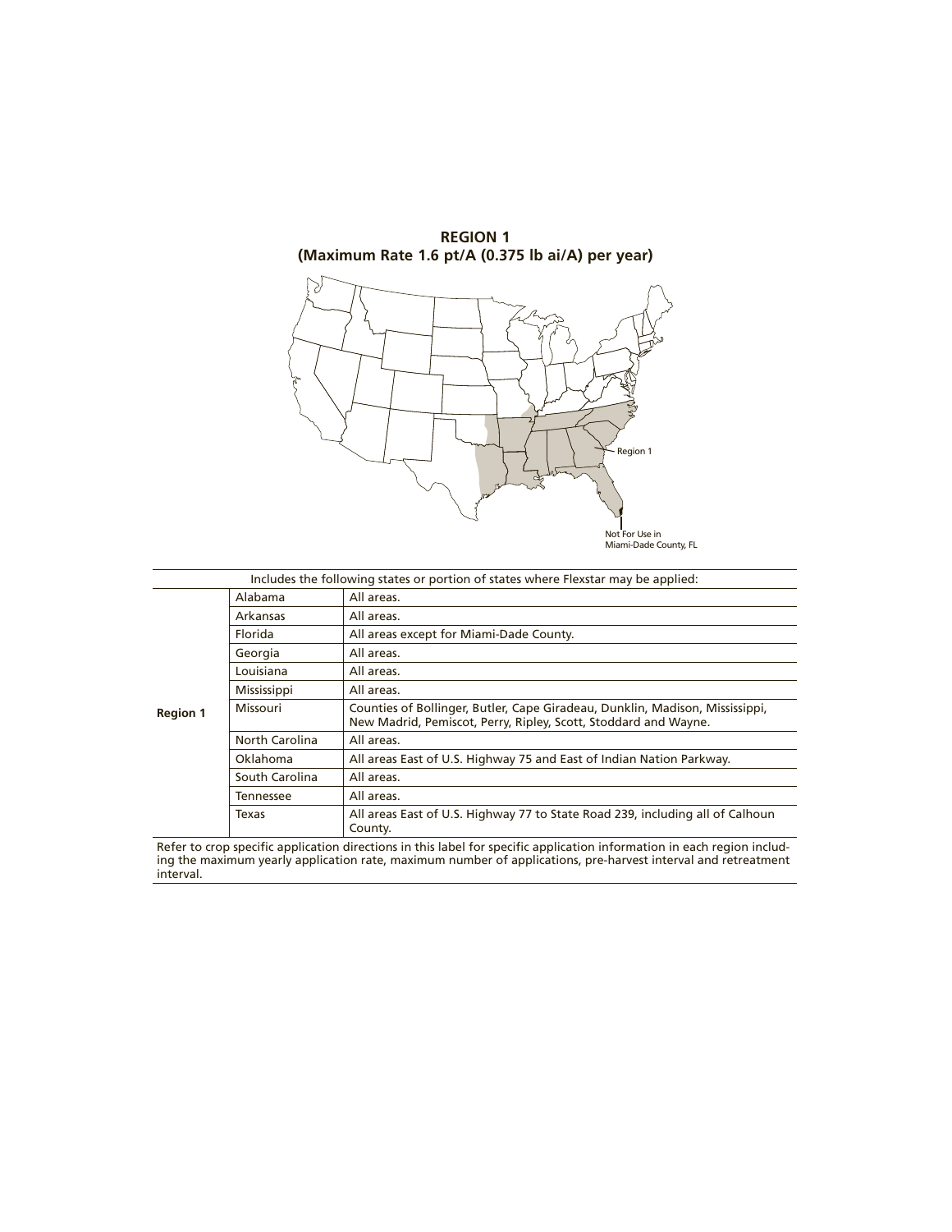**REGION 1**
**(Maximum Rate 1.6 pt/A (0.375 lb ai/A) per year)**

Region 1

Not For Use in Miami-Dade County, FL

| Includes the following states or portion of states where Flexstar may be applied: | | |
|---|---|---|
| **Region 1** | Alabama | All areas. |
| | Arkansas | All areas. |
| | Florida | All areas except for Miami-Dade County. |
| | Georgia | All areas. |
| | Louisiana | All areas. |
| | Mississippi | All areas. |
| | Missouri | Counties of Bollinger, Butler, Cape Giradeau, Dunklin, Madison, Mississippi, New Madrid, Pemiscot, Perry, Ripley, Scott, Stoddard and Wayne. |
| | North Carolina | All areas. |
| | Oklahoma | All areas East of U.S. Highway 75 and East of Indian Nation Parkway. |
| | South Carolina | All areas. |
| | Tennessee | All areas. |
| | Texas | All areas East of U.S. Highway 77 to State Road 239, including all of Calhoun County. |

Refer to crop specific application directions in this label for specific application information in each region including the maximum yearly application rate, maximum number of applications, pre-harvest interval and retreatment interval.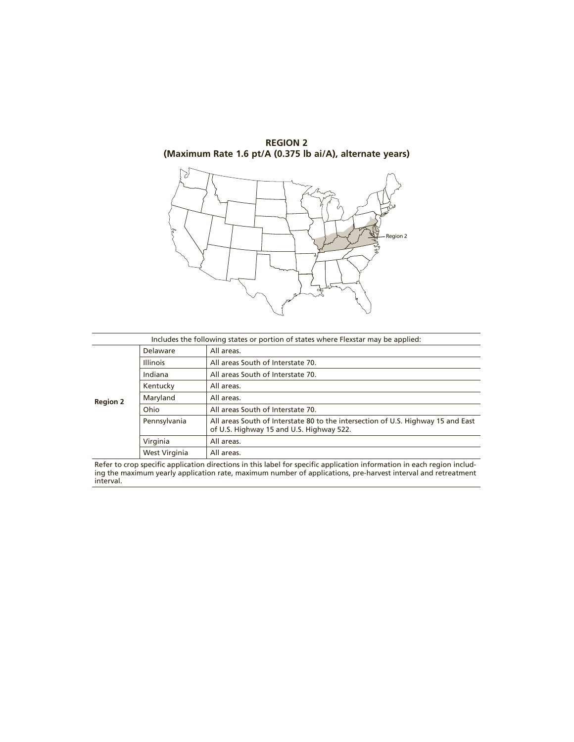**REGION 2**
**(Maximum Rate 1.6 pt/A (0.375 lb ai/A), alternate years)**

Region 2

| Includes the following states or portion of states where Flexstar may be applied: | | |
|---|---|---|
| **Region 2** | Delaware | All areas. |
| | Illinois | All areas South of Interstate 70. |
| | Indiana | All areas South of Interstate 70. |
| | Kentucky | All areas. |
| | Maryland | All areas. |
| | Ohio | All areas South of Interstate 70. |
| | Pennsylvania | All areas South of Interstate 80 to the intersection of U.S. Highway 15 and East of U.S. Highway 15 and U.S. Highway 522. |
| | Virginia | All areas. |
| | West Virginia | All areas. |

Refer to crop specific application directions in this label for specific application information in each region including the maximum yearly application rate, maximum number of applications, pre-harvest interval and retreatment interval.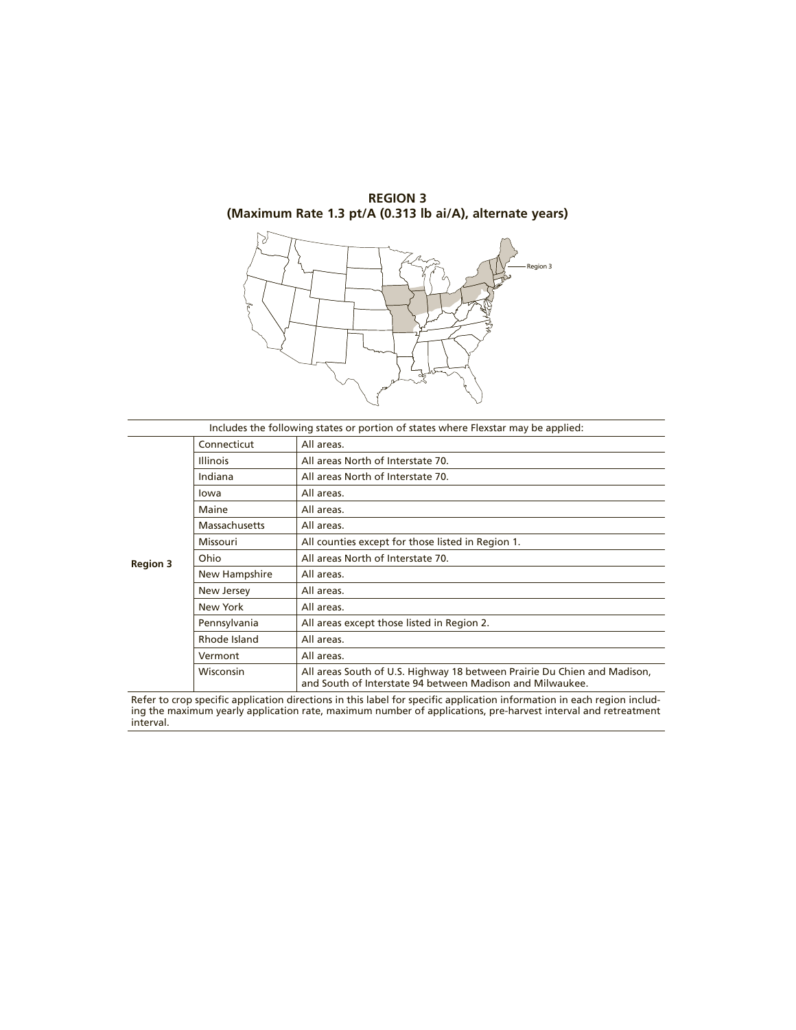**REGION 3**
**(Maximum Rate 1.3 pt/A (0.313 lb ai/A), alternate years)**

Region 3

| Includes the following states or portion of states where Flexstar may be applied: | | |
|---|---|---|
| **Region 3** | Connecticut | All areas. |
| | Illinois | All areas North of Interstate 70. |
| | Indiana | All areas North of Interstate 70. |
| | Iowa | All areas. |
| | Maine | All areas. |
| | Massachusetts | All areas. |
| | Missouri | All counties except for those listed in Region 1. |
| | Ohio | All areas North of Interstate 70. |
| | New Hampshire | All areas. |
| | New Jersey | All areas. |
| | New York | All areas. |
| | Pennsylvania | All areas except those listed in Region 2. |
| | Rhode Island | All areas. |
| | Vermont | All areas. |
| | Wisconsin | All areas South of U.S. Highway 18 between Prairie Du Chien and Madison, and South of Interstate 94 between Madison and Milwaukee. |

Refer to crop specific application directions in this label for specific application information in each region including the maximum yearly application rate, maximum number of applications, pre-harvest interval and retreatment interval.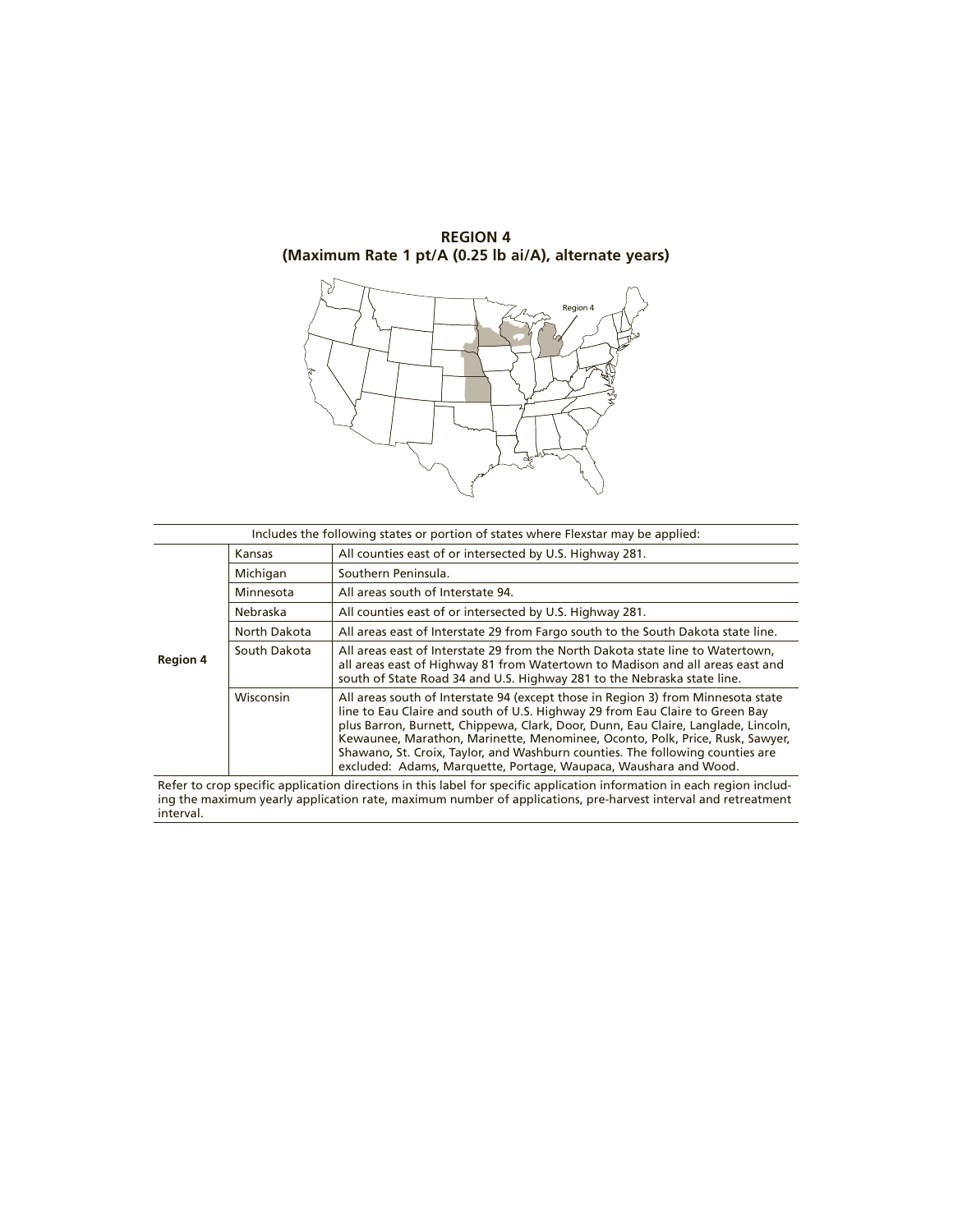**REGION 4**
**(Maximum Rate 1 pt/A (0.25 lb ai/A), alternate years)**

| Includes the following states or portion of states where Flexstar may be applied: | | |
|---|---|---|
| **Region 4** | Kansas | All counties east of or intersected by U.S. Highway 281. |
| | Michigan | Southern Peninsula. |
| | Minnesota | All areas south of Interstate 94. |
| | Nebraska | All counties east of or intersected by U.S. Highway 281. |
| | North Dakota | All areas east of Interstate 29 from Fargo south to the South Dakota state line. |
| | South Dakota | All areas east of Interstate 29 from the North Dakota state line to Watertown, all areas east of Highway 81 from Watertown to Madison and all areas east and south of State Road 34 and U.S. Highway 281 to the Nebraska state line. |
| | Wisconsin | All areas south of Interstate 94 (except those in Region 3) from Minnesota state line to Eau Claire and south of U.S. Highway 29 from Eau Claire to Green Bay plus Barron, Burnett, Chippewa, Clark, Door, Dunn, Eau Claire, Langlade, Lincoln, Kewaunee, Marathon, Marinette, Menominee, Oconto, Polk, Price, Rusk, Sawyer, Shawano, St. Croix, Taylor, and Washburn counties. The following counties are excluded: Adams, Marquette, Portage, Waupaca, Waushara and Wood. |

Refer to crop specific application directions in this label for specific application information in each region including the maximum yearly application rate, maximum number of applications, pre-harvest interval and retreatment interval.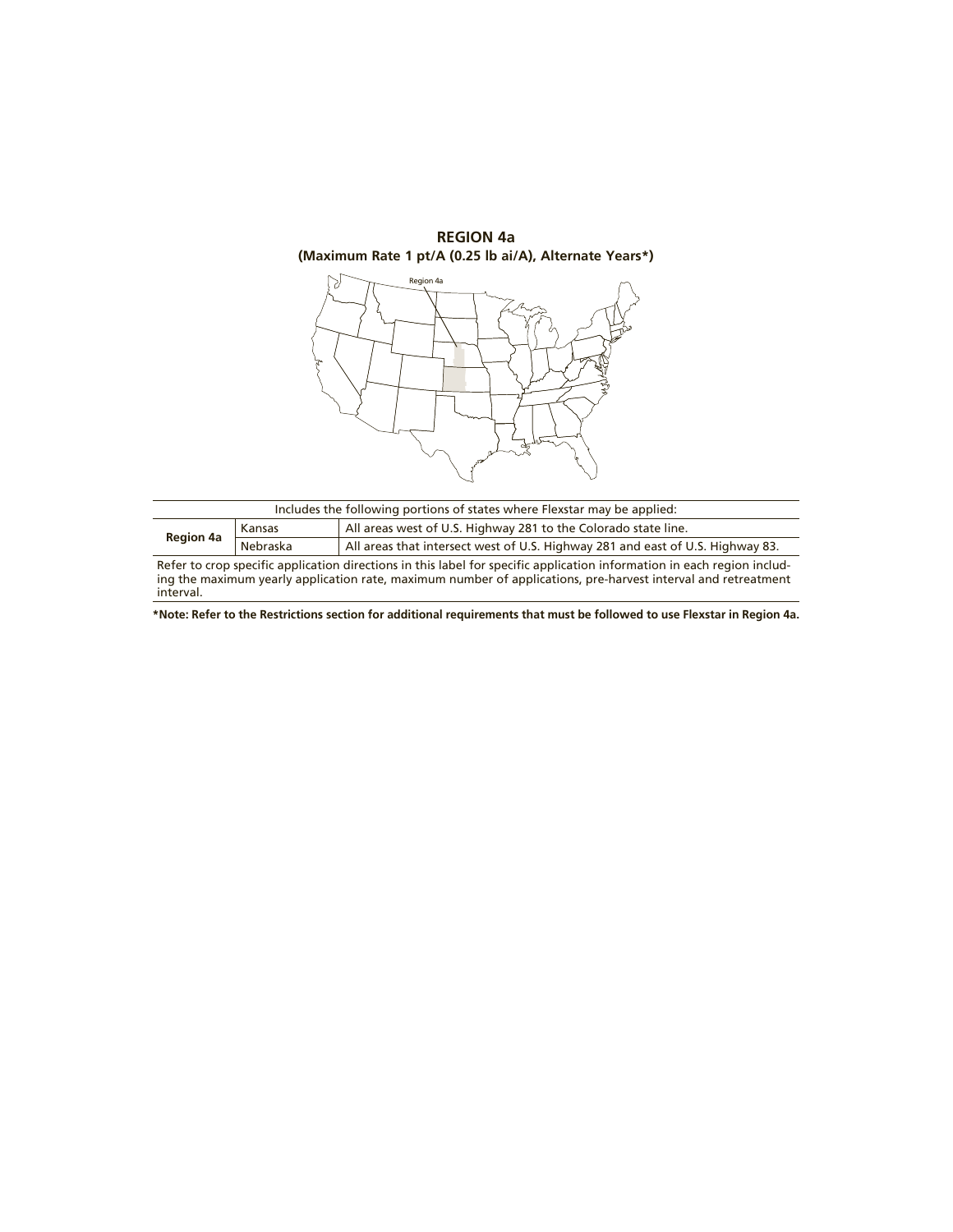**REGION 4a**
**(Maximum Rate 1 pt/A (0.25 lb ai/A), Alternate Years*)**

| Includes the following portions of states where Flexstar may be applied: | | |
|---|---|---|
| **Region 4a** | Kansas | All areas west of U.S. Highway 281 to the Colorado state line. |
| | Nebraska | All areas that intersect west of U.S. Highway 281 and east of U.S. Highway 83. |

Refer to crop specific application directions in this label for specific application information in each region including the maximum yearly application rate, maximum number of applications, pre-harvest interval and retreatment interval.

**\*Note: Refer to the Restrictions section for additional requirements that must be followed to use Flexstar in Region 4a.**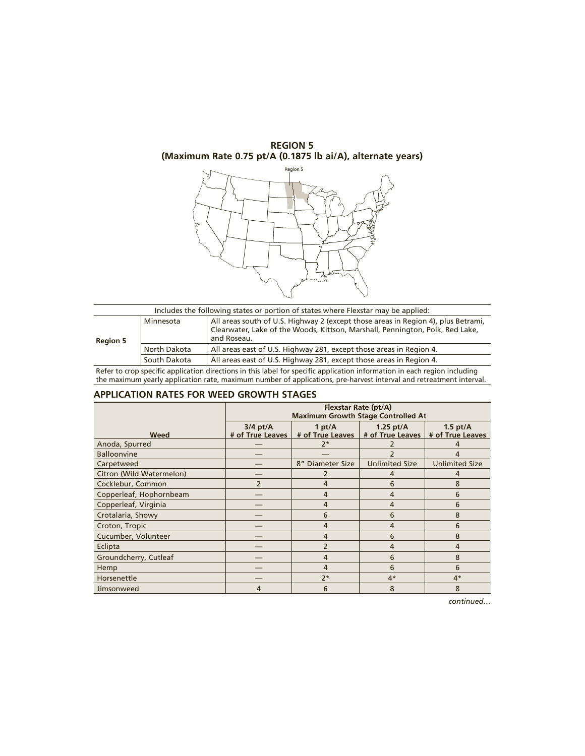**REGION 5**
**(Maximum Rate 0.75 pt/A (0.1875 lb ai/A), alternate years)**

| Includes the following states or portion of states where Flexstar may be applied: | | |
|---|---|---|
| **Region 5** | Minnesota | All areas south of U.S. Highway 2 (except those areas in Region 4), plus Betrami, Clearwater, Lake of the Woods, Kittson, Marshall, Pennington, Polk, Red Lake, and Roseau. |
| | North Dakota | All areas east of U.S. Highway 281, except those areas in Region 4. |
| | South Dakota | All areas east of U.S. Highway 281, except those areas in Region 4. |

Refer to crop specific application directions in this label for specific application information in each region including the maximum yearly application rate, maximum number of applications, pre-harvest interval and retreatment interval.

## APPLICATION RATES FOR WEED GROWTH STAGES

| | Flexstar Rate (pt/A) Maximum Growth Stage Controlled At | | | |
|---|---|---|---|---|
| **Weed** | **3/4 pt/A # of True Leaves** | **1 pt/A # of True Leaves** | **1.25 pt/A # of True Leaves** | **1.5 pt/A # of True Leaves** |
| Anoda, Spurred | — | 2* | 2 | 4 |
| Balloonvine | — | — | 2 | 4 |
| Carpetweed | — | 8" Diameter Size | Unlimited Size | Unlimited Size |
| Citron (Wild Watermelon) | — | 2 | 4 | 4 |
| Cocklebur, Common | 2 | 4 | 6 | 8 |
| Copperleaf, Hophornbeam | — | 4 | 4 | 6 |
| Copperleaf, Virginia | — | 4 | 4 | 6 |
| Crotalaria, Showy | — | 6 | 6 | 8 |
| Croton, Tropic | — | 4 | 4 | 6 |
| Cucumber, Volunteer | — | 4 | 6 | 8 |
| Eclipta | — | 2 | 4 | 4 |
| Groundcherry, Cutleaf | — | 4 | 6 | 8 |
| Hemp | — | 4 | 6 | 6 |
| Horsenettle | — | 2* | 4* | 4* |
| Jimsonweed | 4 | 6 | 8 | 8 |

*continued…*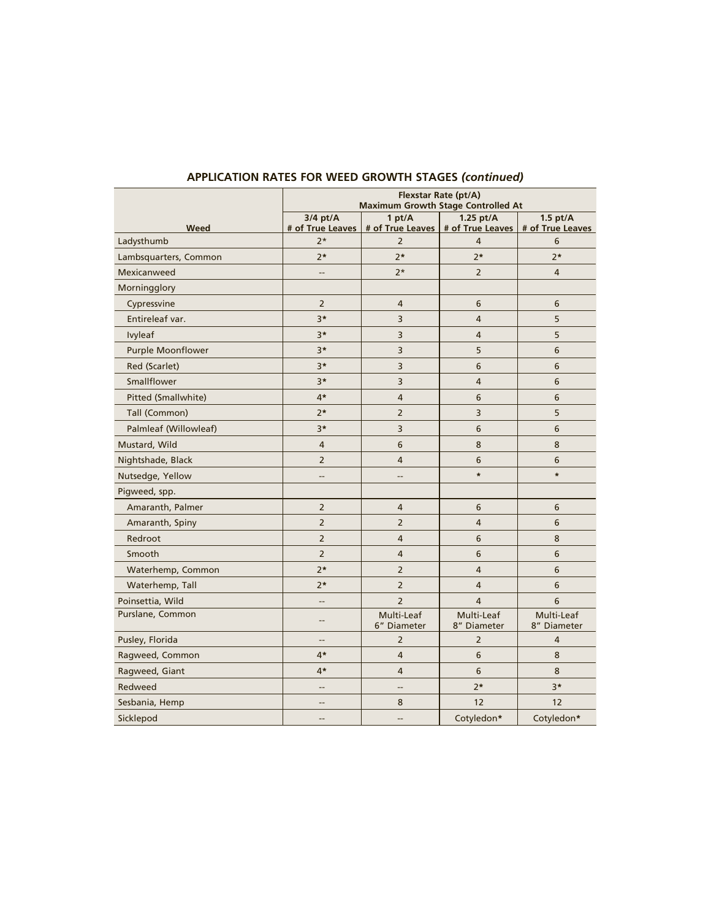## APPLICATION RATES FOR WEED GROWTH STAGES *(continued)*

| Weed | Flexstar Rate (pt/A) Maximum Growth Stage Controlled At | | | |
|---|---|---|---|---|
| | 3/4 pt/A # of True Leaves | 1 pt/A # of True Leaves | 1.25 pt/A # of True Leaves | 1.5 pt/A # of True Leaves |
| Ladysthumb | 2* | 2 | 4 | 6 |
| Lambsquarters, Common | 2* | 2* | 2* | 2* |
| Mexicanweed | -- | 2* | 2 | 4 |
| Morningglory | | | | |
| Cypressvine | 2 | 4 | 6 | 6 |
| Entireleaf var. | 3* | 3 | 4 | 5 |
| Ivyleaf | 3* | 3 | 4 | 5 |
| Purple Moonflower | 3* | 3 | 5 | 6 |
| Red (Scarlet) | 3* | 3 | 6 | 6 |
| Smallflower | 3* | 3 | 4 | 6 |
| Pitted (Smallwhite) | 4* | 4 | 6 | 6 |
| Tall (Common) | 2* | 2 | 3 | 5 |
| Palmleaf (Willowleaf) | 3* | 3 | 6 | 6 |
| Mustard, Wild | 4 | 6 | 8 | 8 |
| Nightshade, Black | 2 | 4 | 6 | 6 |
| Nutsedge, Yellow | -- | -- | * | * |
| Pigweed, spp. | | | | |
| Amaranth, Palmer | 2 | 4 | 6 | 6 |
| Amaranth, Spiny | 2 | 2 | 4 | 6 |
| Redroot | 2 | 4 | 6 | 8 |
| Smooth | 2 | 4 | 6 | 6 |
| Waterhemp, Common | 2* | 2 | 4 | 6 |
| Waterhemp, Tall | 2* | 2 | 4 | 6 |
| Poinsettia, Wild | -- | 2 | 4 | 6 |
| Purslane, Common | -- | Multi-Leaf 6″ Diameter | Multi-Leaf 8″ Diameter | Multi-Leaf 8″ Diameter |
| Pusley, Florida | -- | 2 | 2 | 4 |
| Ragweed, Common | 4* | 4 | 6 | 8 |
| Ragweed, Giant | 4* | 4 | 6 | 8 |
| Redweed | -- | -- | 2* | 3* |
| Sesbania, Hemp | -- | 8 | 12 | 12 |
| Sicklepod | -- | -- | Cotyledon* | Cotyledon* |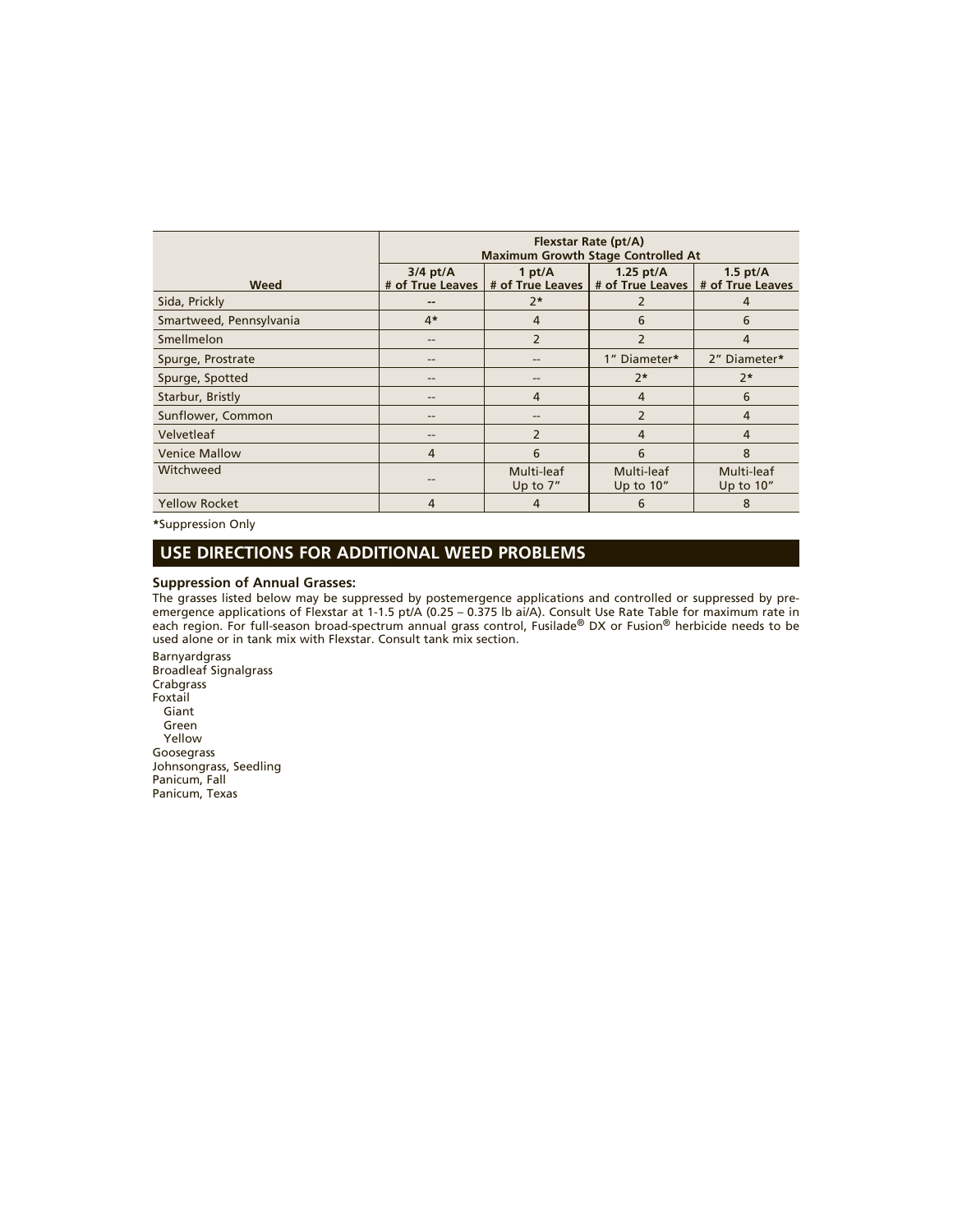| Weed | Flexstar Rate (pt/A) Maximum Growth Stage Controlled At | | | |
|---|---|---|---|---|
| | 3/4 pt/A # of True Leaves | 1 pt/A # of True Leaves | 1.25 pt/A # of True Leaves | 1.5 pt/A # of True Leaves |
| Sida, Prickly | -- | 2* | 2 | 4 |
| Smartweed, Pennsylvania | 4* | 4 | 6 | 6 |
| Smellmelon | -- | 2 | 2 | 4 |
| Spurge, Prostrate | -- | -- | 1" Diameter* | 2" Diameter* |
| Spurge, Spotted | -- | -- | 2* | 2* |
| Starbur, Bristly | -- | 4 | 4 | 6 |
| Sunflower, Common | -- | -- | 2 | 4 |
| Velvetleaf | -- | 2 | 4 | 4 |
| Venice Mallow | 4 | 6 | 6 | 8 |
| Witchweed | -- | Multi-leaf Up to 7" | Multi-leaf Up to 10" | Multi-leaf Up to 10" |
| Yellow Rocket | 4 | 4 | 6 | 8 |

*Suppression Only

## USE DIRECTIONS FOR ADDITIONAL WEED PROBLEMS

### Suppression of Annual Grasses:

The grasses listed below may be suppressed by postemergence applications and controlled or suppressed by pre-emergence applications of Flexstar at 1-1.5 pt/A (0.25 – 0.375 lb ai/A). Consult Use Rate Table for maximum rate in each region. For full-season broad-spectrum annual grass control, Fusilade® DX or Fusion® herbicide needs to be used alone or in tank mix with Flexstar. Consult tank mix section.

Barnyardgrass
Broadleaf Signalgrass
Crabgrass
Foxtail
  Giant
  Green
  Yellow
Goosegrass
Johnsongrass, Seedling
Panicum, Fall
Panicum, Texas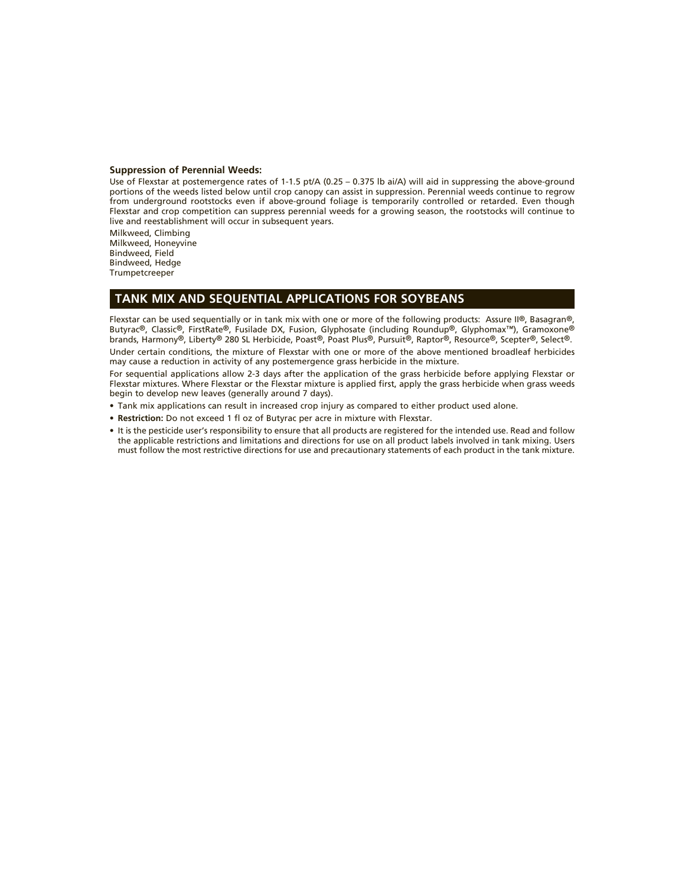**Suppression of Perennial Weeds:**

Use of Flexstar at postemergence rates of 1-1.5 pt/A (0.25 – 0.375 lb ai/A) will aid in suppressing the above-ground portions of the weeds listed below until crop canopy can assist in suppression. Perennial weeds continue to regrow from underground rootstocks even if above-ground foliage is temporarily controlled or retarded. Even though Flexstar and crop competition can suppress perennial weeds for a growing season, the rootstocks will continue to live and reestablishment will occur in subsequent years.

Milkweed, Climbing
Milkweed, Honeyvine
Bindweed, Field
Bindweed, Hedge
Trumpetcreeper

## TANK MIX AND SEQUENTIAL APPLICATIONS FOR SOYBEANS

Flexstar can be used sequentially or in tank mix with one or more of the following products: Assure II®, Basagran®, Butyrac®, Classic®, FirstRate®, Fusilade DX, Fusion, Glyphosate (including Roundup®, Glyphomax™), Gramoxone® brands, Harmony®, Liberty® 280 SL Herbicide, Poast®, Poast Plus®, Pursuit®, Raptor®, Resource®, Scepter®, Select®.

Under certain conditions, the mixture of Flexstar with one or more of the above mentioned broadleaf herbicides may cause a reduction in activity of any postemergence grass herbicide in the mixture.

For sequential applications allow 2-3 days after the application of the grass herbicide before applying Flexstar or Flexstar mixtures. Where Flexstar or the Flexstar mixture is applied first, apply the grass herbicide when grass weeds begin to develop new leaves (generally around 7 days).

- Tank mix applications can result in increased crop injury as compared to either product used alone.
- **Restriction:** Do not exceed 1 fl oz of Butyrac per acre in mixture with Flexstar.
- It is the pesticide user's responsibility to ensure that all products are registered for the intended use. Read and follow the applicable restrictions and limitations and directions for use on all product labels involved in tank mixing. Users must follow the most restrictive directions for use and precautionary statements of each product in the tank mixture.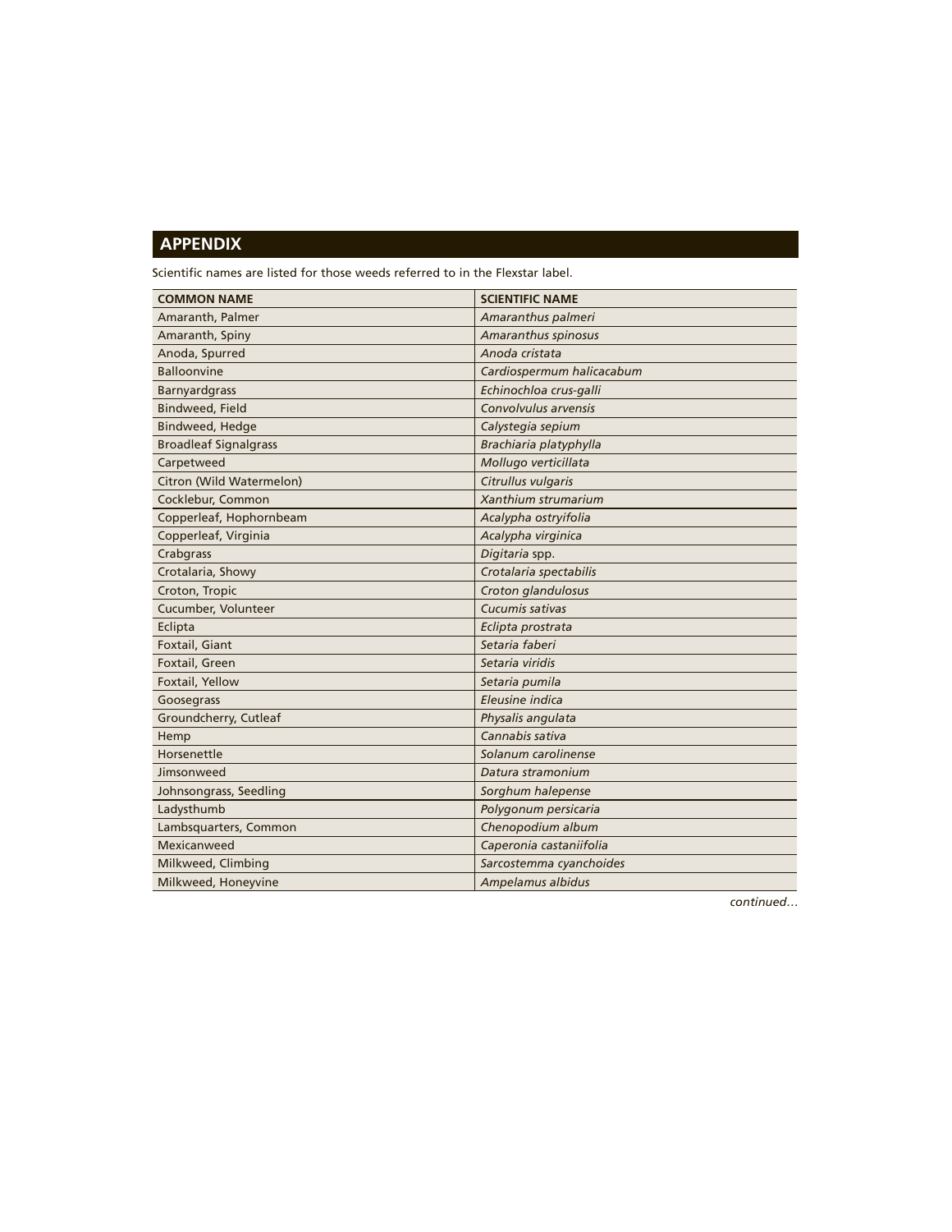## APPENDIX

Scientific names are listed for those weeds referred to in the Flexstar label.

| COMMON NAME | SCIENTIFIC NAME |
|---|---|
| Amaranth, Palmer | *Amaranthus palmeri* |
| Amaranth, Spiny | *Amaranthus spinosus* |
| Anoda, Spurred | *Anoda cristata* |
| Balloonvine | *Cardiospermum halicacabum* |
| Barnyardgrass | *Echinochloa crus-galli* |
| Bindweed, Field | *Convolvulus arvensis* |
| Bindweed, Hedge | *Calystegia sepium* |
| Broadleaf Signalgrass | *Brachiaria platyphylla* |
| Carpetweed | *Mollugo verticillata* |
| Citron (Wild Watermelon) | *Citrullus vulgaris* |
| Cocklebur, Common | *Xanthium strumarium* |
| Copperleaf, Hophornbeam | *Acalypha ostryifolia* |
| Copperleaf, Virginia | *Acalypha virginica* |
| Crabgrass | *Digitaria* spp. |
| Crotalaria, Showy | *Crotalaria spectabilis* |
| Croton, Tropic | *Croton glandulosus* |
| Cucumber, Volunteer | *Cucumis sativas* |
| Eclipta | *Eclipta prostrata* |
| Foxtail, Giant | *Setaria faberi* |
| Foxtail, Green | *Setaria viridis* |
| Foxtail, Yellow | *Setaria pumila* |
| Goosegrass | *Eleusine indica* |
| Groundcherry, Cutleaf | *Physalis angulata* |
| Hemp | *Cannabis sativa* |
| Horsenettle | *Solanum carolinense* |
| Jimsonweed | *Datura stramonium* |
| Johnsongrass, Seedling | *Sorghum halepense* |
| Ladysthumb | *Polygonum persicaria* |
| Lambsquarters, Common | *Chenopodium album* |
| Mexicanweed | *Caperonia castaniifolia* |
| Milkweed, Climbing | *Sarcostemma cyanchoides* |
| Milkweed, Honeyvine | *Ampelamus albidus* |

*continued…*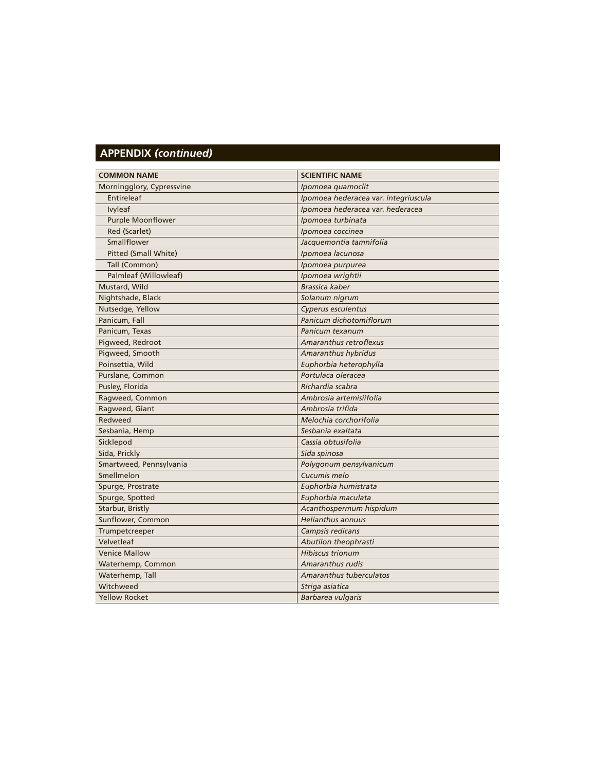## APPENDIX *(continued)*

| COMMON NAME | SCIENTIFIC NAME |
|---|---|
| Morningglory, Cypressvine | *Ipomoea quamoclit* |
| Entireleaf | *Ipomoea hederacea* var. *integriuscula* |
| Ivyleaf | *Ipomoea hederacea* var. *hederacea* |
| Purple Moonflower | *Ipomoea turbinata* |
| Red (Scarlet) | *Ipomoea coccinea* |
| Smallflower | *Jacquemontia tamnifolia* |
| Pitted (Small White) | *Ipomoea lacunosa* |
| Tall (Common) | *Ipomoea purpurea* |
| Palmleaf (Willowleaf) | *Ipomoea wrightii* |
| Mustard, Wild | *Brassica kaber* |
| Nightshade, Black | *Solanum nigrum* |
| Nutsedge, Yellow | *Cyperus esculentus* |
| Panicum, Fall | *Panicum dichotomiflorum* |
| Panicum, Texas | *Panicum texanum* |
| Pigweed, Redroot | *Amaranthus retroflexus* |
| Pigweed, Smooth | *Amaranthus hybridus* |
| Poinsettia, Wild | *Euphorbia heterophylla* |
| Purslane, Common | *Portulaca oleracea* |
| Pusley, Florida | *Richardia scabra* |
| Ragweed, Common | *Ambrosia artemisiifolia* |
| Ragweed, Giant | *Ambrosia trifida* |
| Redweed | *Melochia corchorifolia* |
| Sesbania, Hemp | *Sesbania exaltata* |
| Sicklepod | *Cassia obtusifolia* |
| Sida, Prickly | *Sida spinosa* |
| Smartweed, Pennsylvania | *Polygonum pensylvanicum* |
| Smellmelon | *Cucumis melo* |
| Spurge, Prostrate | *Euphorbia humistrata* |
| Spurge, Spotted | *Euphorbia maculata* |
| Starbur, Bristly | *Acanthospermum hispidum* |
| Sunflower, Common | *Helianthus annuus* |
| Trumpetcreeper | *Campsis redicans* |
| Velvetleaf | *Abutilon theophrasti* |
| Venice Mallow | *Hibiscus trionum* |
| Waterhemp, Common | *Amaranthus rudis* |
| Waterhemp, Tall | *Amaranthus tuberculatos* |
| Witchweed | *Striga asiatica* |
| Yellow Rocket | *Barbarea vulgaris* |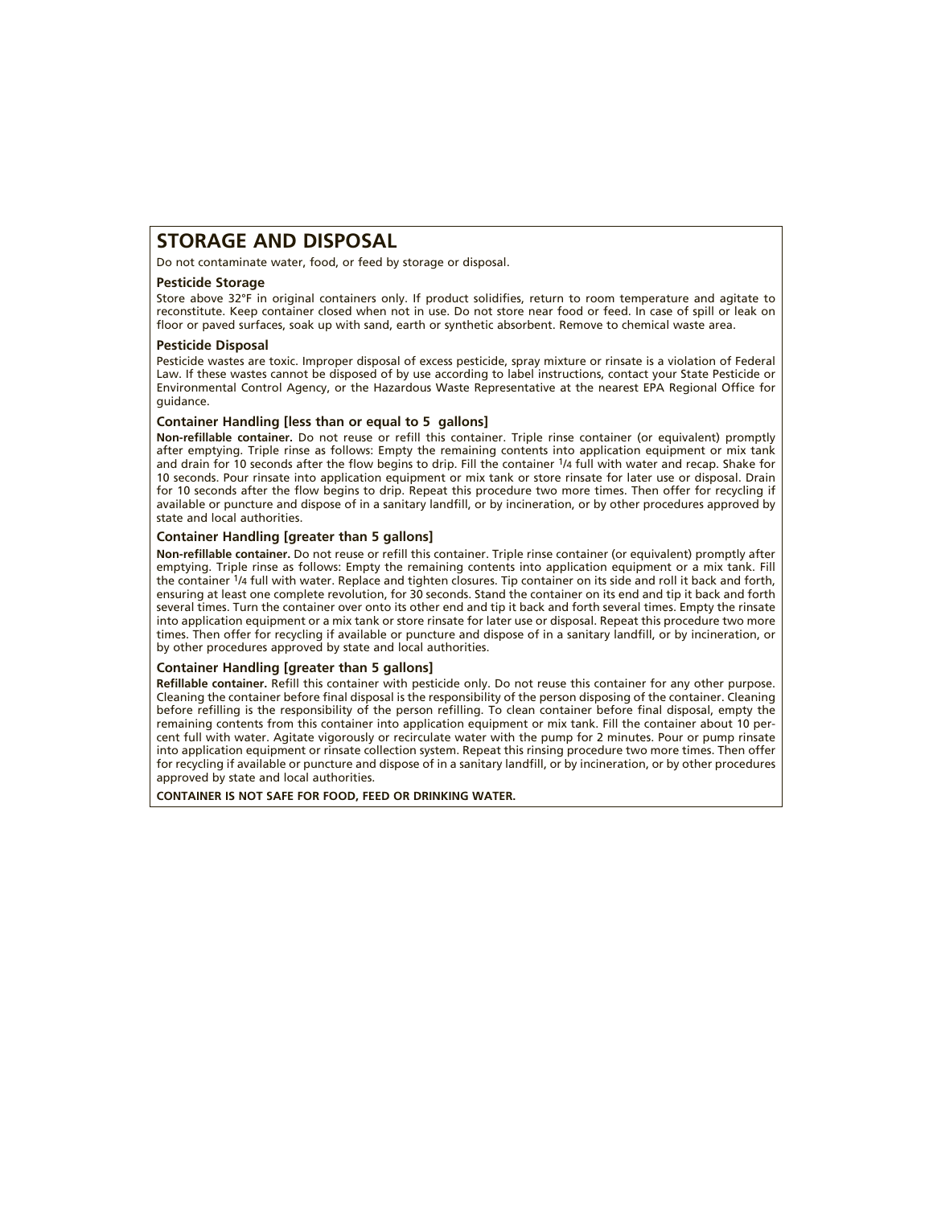## STORAGE AND DISPOSAL

Do not contaminate water, food, or feed by storage or disposal.

### Pesticide Storage

Store above 32°F in original containers only. If product solidifies, return to room temperature and agitate to reconstitute. Keep container closed when not in use. Do not store near food or feed. In case of spill or leak on floor or paved surfaces, soak up with sand, earth or synthetic absorbent. Remove to chemical waste area.

### Pesticide Disposal

Pesticide wastes are toxic. Improper disposal of excess pesticide, spray mixture or rinsate is a violation of Federal Law. If these wastes cannot be disposed of by use according to label instructions, contact your State Pesticide or Environmental Control Agency, or the Hazardous Waste Representative at the nearest EPA Regional Office for guidance.

### Container Handling [less than or equal to 5 gallons]

**Non-refillable container.** Do not reuse or refill this container. Triple rinse container (or equivalent) promptly after emptying. Triple rinse as follows: Empty the remaining contents into application equipment or mix tank and drain for 10 seconds after the flow begins to drip. Fill the container 1/4 full with water and recap. Shake for 10 seconds. Pour rinsate into application equipment or mix tank or store rinsate for later use or disposal. Drain for 10 seconds after the flow begins to drip. Repeat this procedure two more times. Then offer for recycling if available or puncture and dispose of in a sanitary landfill, or by incineration, or by other procedures approved by state and local authorities.

### Container Handling [greater than 5 gallons]

**Non-refillable container.** Do not reuse or refill this container. Triple rinse container (or equivalent) promptly after emptying. Triple rinse as follows: Empty the remaining contents into application equipment or a mix tank. Fill the container 1/4 full with water. Replace and tighten closures. Tip container on its side and roll it back and forth, ensuring at least one complete revolution, for 30 seconds. Stand the container on its end and tip it back and forth several times. Turn the container over onto its other end and tip it back and forth several times. Empty the rinsate into application equipment or a mix tank or store rinsate for later use or disposal. Repeat this procedure two more times. Then offer for recycling if available or puncture and dispose of in a sanitary landfill, or by incineration, or by other procedures approved by state and local authorities.

### Container Handling [greater than 5 gallons]

**Refillable container.** Refill this container with pesticide only. Do not reuse this container for any other purpose. Cleaning the container before final disposal is the responsibility of the person disposing of the container. Cleaning before refilling is the responsibility of the person refilling. To clean container before final disposal, empty the remaining contents from this container into application equipment or mix tank. Fill the container about 10 percent full with water. Agitate vigorously or recirculate water with the pump for 2 minutes. Pour or pump rinsate into application equipment or rinsate collection system. Repeat this rinsing procedure two more times. Then offer for recycling if available or puncture and dispose of in a sanitary landfill, or by incineration, or by other procedures approved by state and local authorities.

**CONTAINER IS NOT SAFE FOR FOOD, FEED OR DRINKING WATER.**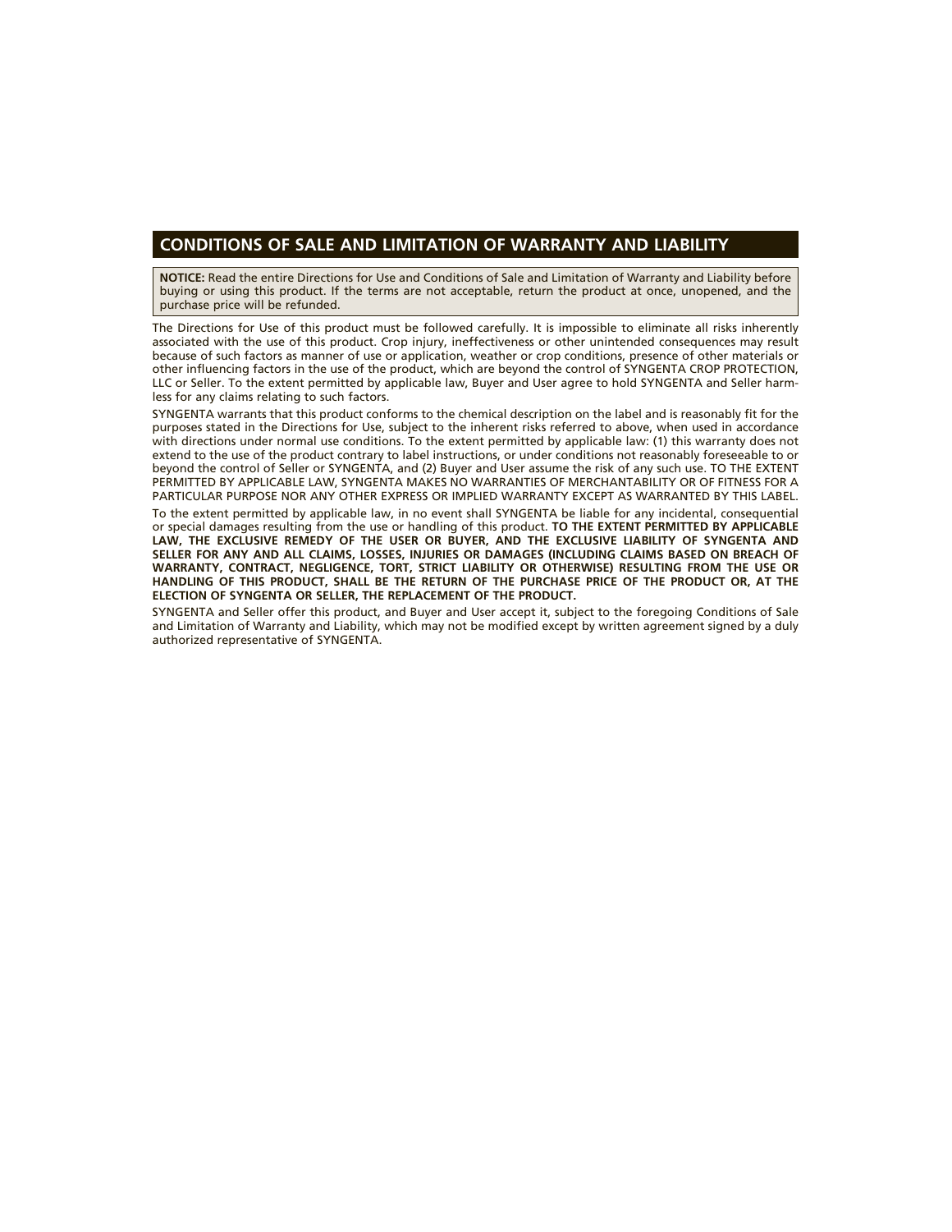## CONDITIONS OF SALE AND LIMITATION OF WARRANTY AND LIABILITY

**NOTICE:** Read the entire Directions for Use and Conditions of Sale and Limitation of Warranty and Liability before buying or using this product. If the terms are not acceptable, return the product at once, unopened, and the purchase price will be refunded.

The Directions for Use of this product must be followed carefully. It is impossible to eliminate all risks inherently associated with the use of this product. Crop injury, ineffectiveness or other unintended consequences may result because of such factors as manner of use or application, weather or crop conditions, presence of other materials or other influencing factors in the use of the product, which are beyond the control of SYNGENTA CROP PROTECTION, LLC or Seller. To the extent permitted by applicable law, Buyer and User agree to hold SYNGENTA and Seller harmless for any claims relating to such factors.

SYNGENTA warrants that this product conforms to the chemical description on the label and is reasonably fit for the purposes stated in the Directions for Use, subject to the inherent risks referred to above, when used in accordance with directions under normal use conditions. To the extent permitted by applicable law: (1) this warranty does not extend to the use of the product contrary to label instructions, or under conditions not reasonably foreseeable to or beyond the control of Seller or SYNGENTA, and (2) Buyer and User assume the risk of any such use. TO THE EXTENT PERMITTED BY APPLICABLE LAW, SYNGENTA MAKES NO WARRANTIES OF MERCHANTABILITY OR OF FITNESS FOR A PARTICULAR PURPOSE NOR ANY OTHER EXPRESS OR IMPLIED WARRANTY EXCEPT AS WARRANTED BY THIS LABEL.

To the extent permitted by applicable law, in no event shall SYNGENTA be liable for any incidental, consequential or special damages resulting from the use or handling of this product. **TO THE EXTENT PERMITTED BY APPLICABLE LAW, THE EXCLUSIVE REMEDY OF THE USER OR BUYER, AND THE EXCLUSIVE LIABILITY OF SYNGENTA AND SELLER FOR ANY AND ALL CLAIMS, LOSSES, INJURIES OR DAMAGES (INCLUDING CLAIMS BASED ON BREACH OF WARRANTY, CONTRACT, NEGLIGENCE, TORT, STRICT LIABILITY OR OTHERWISE) RESULTING FROM THE USE OR HANDLING OF THIS PRODUCT, SHALL BE THE RETURN OF THE PURCHASE PRICE OF THE PRODUCT OR, AT THE ELECTION OF SYNGENTA OR SELLER, THE REPLACEMENT OF THE PRODUCT.**

SYNGENTA and Seller offer this product, and Buyer and User accept it, subject to the foregoing Conditions of Sale and Limitation of Warranty and Liability, which may not be modified except by written agreement signed by a duly authorized representative of SYNGENTA.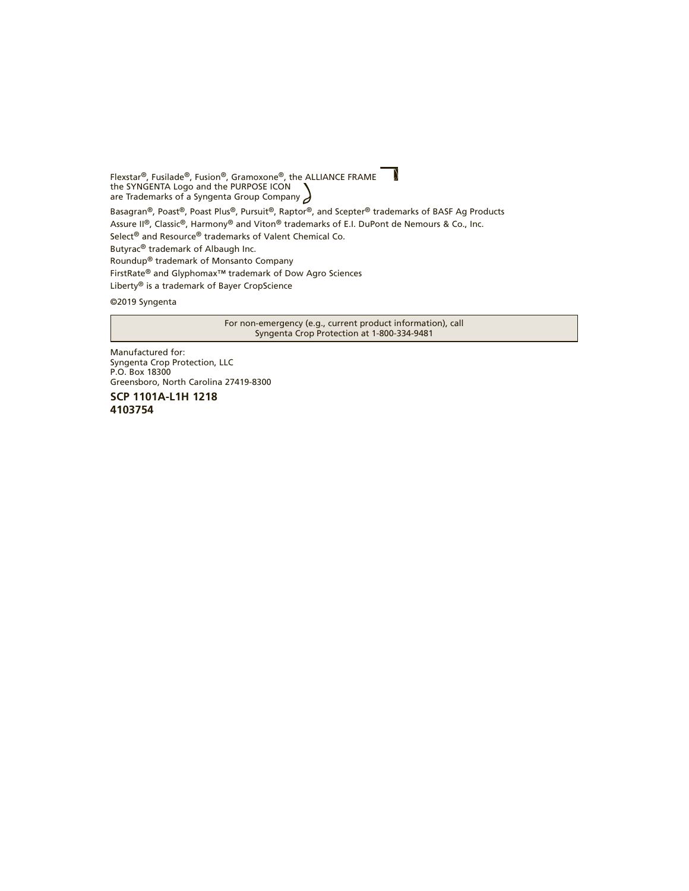Flexstar®, Fusilade®, Fusion®, Gramoxone®, the ALLIANCE FRAME
the SYNGENTA Logo and the PURPOSE ICON
are Trademarks of a Syngenta Group Company

Basagran®, Poast®, Poast Plus®, Pursuit®, Raptor®, and Scepter® trademarks of BASF Ag Products

Assure II®, Classic®, Harmony® and Viton® trademarks of E.I. DuPont de Nemours & Co., Inc.

Select® and Resource® trademarks of Valent Chemical Co.

Butyrac® trademark of Albaugh Inc.

Roundup® trademark of Monsanto Company

FirstRate® and Glyphomax™ trademark of Dow Agro Sciences

Liberty® is a trademark of Bayer CropScience

©2019 Syngenta

For non-emergency (e.g., current product information), call
Syngenta Crop Protection at 1-800-334-9481

Manufactured for:
Syngenta Crop Protection, LLC
P.O. Box 18300
Greensboro, North Carolina 27419-8300

**SCP 1101A-L1H 1218**
**4103754**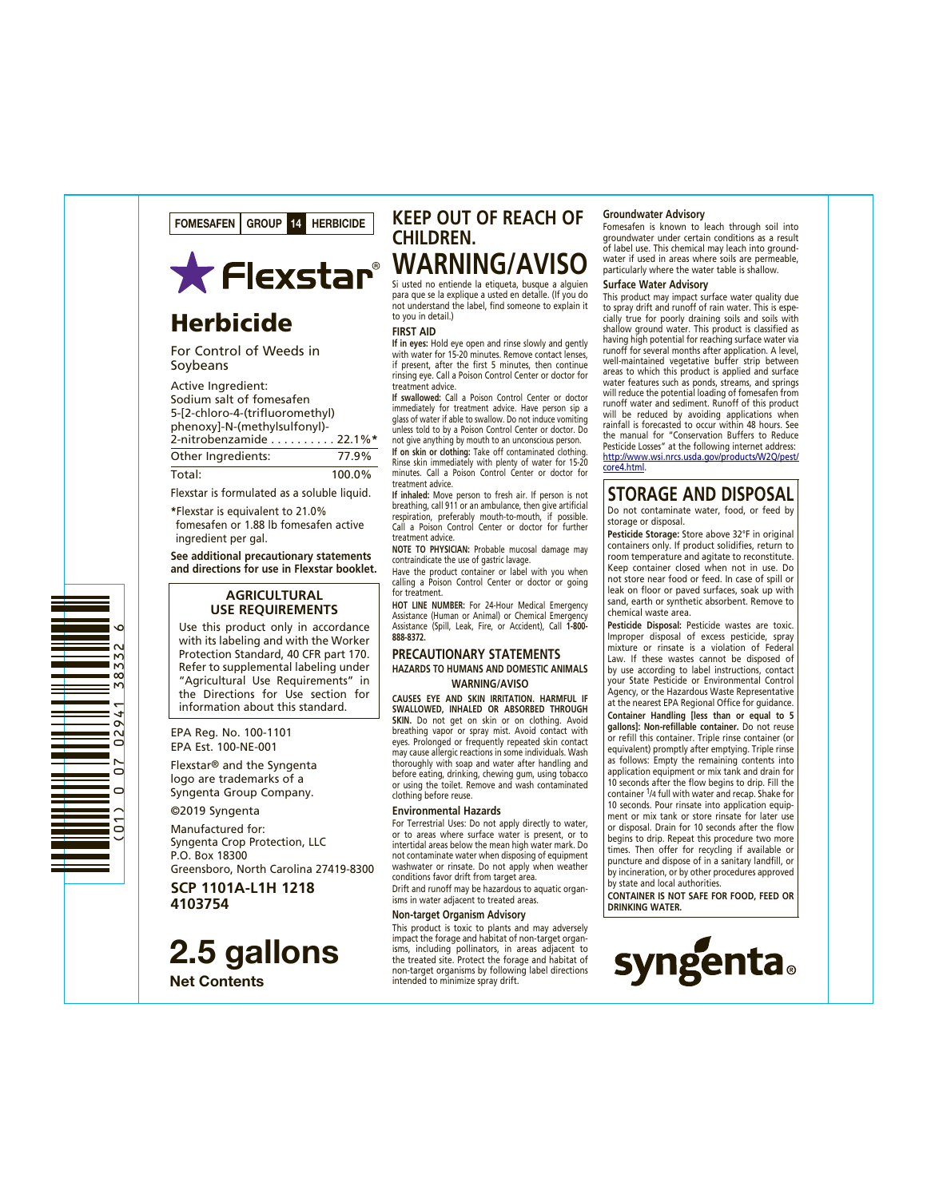**FOMESAFEN | GROUP 14 | HERBICIDE**

# Flexstar®

# Herbicide

For Control of Weeds in Soybeans

| | |
|---|---|
| Active Ingredient: | |
| Sodium salt of fomesafen 5-[2-chloro-4-(trifluoromethyl) phenoxy]-N-(methylsulfonyl)-2-nitrobenzamide | 22.1%* |
| Other Ingredients: | 77.9% |
| Total: | 100.0% |

Flexstar is formulated as a soluble liquid.

*Flexstar is equivalent to 21.0% fomesafen or 1.88 lb fomesafen active ingredient per gal.

**See additional precautionary statements and directions for use in Flexstar booklet.**

**AGRICULTURAL USE REQUIREMENTS**

Use this product only in accordance with its labeling and with the Worker Protection Standard, 40 CFR part 170. Refer to supplemental labeling under "Agricultural Use Requirements" in the Directions for Use section for information about this standard.

EPA Reg. No. 100-1101
EPA Est. 100-NE-001

Flexstar® and the Syngenta logo are trademarks of a Syngenta Group Company.

©2019 Syngenta

Manufactured for:
Syngenta Crop Protection, LLC
P.O. Box 18300
Greensboro, North Carolina 27419-8300

**SCP 1101A-L1H 1218**
**4103754**

# 2.5 gallons

**Net Contents**

(01) 0 07 02941 38332 6

## KEEP OUT OF REACH OF CHILDREN.

# WARNING/AVISO

Si usted no entiende la etiqueta, busque a alguien para que se la explique a usted en detalle. (If you do not understand the label, find someone to explain it to you in detail.)

### FIRST AID

**If in eyes:** Hold eye open and rinse slowly and gently with water for 15-20 minutes. Remove contact lenses, if present, after the first 5 minutes, then continue rinsing eye. Call a Poison Control Center or doctor for treatment advice.

**If swallowed:** Call a Poison Control Center or doctor immediately for treatment advice. Have person sip a glass of water if able to swallow. Do not induce vomiting unless told to by a Poison Control Center or doctor. Do not give anything by mouth to an unconscious person.

**If on skin or clothing:** Take off contaminated clothing. Rinse skin immediately with plenty of water for 15-20 minutes. Call a Poison Control Center or doctor for treatment advice.

**If inhaled:** Move person to fresh air. If person is not breathing, call 911 or an ambulance, then give artificial respiration, preferably mouth-to-mouth, if possible. Call a Poison Control Center or doctor for further treatment advice.

**NOTE TO PHYSICIAN:** Probable mucosal damage may contraindicate the use of gastric lavage.

Have the product container or label with you when calling a Poison Control Center or doctor or going for treatment.

**HOT LINE NUMBER:** For 24-Hour Medical Emergency Assistance (Human or Animal) or Chemical Emergency Assistance (Spill, Leak, Fire, or Accident), Call **1-800-888-8372.**

### PRECAUTIONARY STATEMENTS

**HAZARDS TO HUMANS AND DOMESTIC ANIMALS**

**WARNING/AVISO**

**CAUSES EYE AND SKIN IRRITATION. HARMFUL IF SWALLOWED, INHALED OR ABSORBED THROUGH SKIN.** Do not get on skin or on clothing. Avoid breathing vapor or spray mist. Avoid contact with eyes. Prolonged or frequently repeated skin contact may cause allergic reactions in some individuals. Wash thoroughly with soap and water after handling and before eating, drinking, chewing gum, using tobacco or using the toilet. Remove and wash contaminated clothing before reuse.

**Environmental Hazards**

For Terrestrial Uses: Do not apply directly to water, or to areas where surface water is present, or to intertidal areas below the mean high water mark. Do not contaminate water when disposing of equipment washwater or rinsate. Do not apply when weather conditions favor drift from target area.

Drift and runoff may be hazardous to aquatic organisms in water adjacent to treated areas.

**Non-target Organism Advisory**

This product is toxic to plants and may adversely impact the forage and habitat of non-target organisms, including pollinators, in areas adjacent to the treated site. Protect the forage and habitat of non-target organisms by following label directions intended to minimize spray drift.

**Groundwater Advisory**

Fomesafen is known to leach through soil into groundwater under certain conditions as a result of label use. This chemical may leach into groundwater if used in areas where soils are permeable, particularly where the water table is shallow.

**Surface Water Advisory**

This product may impact surface water quality due to spray drift and runoff of rain water. This is especially true for poorly draining soils and soils with shallow ground water. This product is classified as having high potential for reaching surface water via runoff for several months after application. A level, well-maintained vegetative buffer strip between areas to which this product is applied and surface water features such as ponds, streams, and springs will reduce the potential loading of fomesafen from runoff water and sediment. Runoff of this product will be reduced by avoiding applications when rainfall is forecasted to occur within 48 hours. See the manual for "Conservation Buffers to Reduce Pesticide Losses" at the following internet address: http://www.wsi.nrcs.usda.gov/products/W2Q/pest/core4.html.

## STORAGE AND DISPOSAL

Do not contaminate water, food, or feed by storage or disposal.

**Pesticide Storage:** Store above 32°F in original containers only. If product solidifies, return to room temperature and agitate to reconstitute. Keep container closed when not in use. Do not store near food or feed. In case of spill or leak on floor or paved surfaces, soak up with sand, earth or synthetic absorbent. Remove to chemical waste area.

**Pesticide Disposal:** Pesticide wastes are toxic. Improper disposal of excess pesticide, spray mixture or rinsate is a violation of Federal Law. If these wastes cannot be disposed of by use according to label instructions, contact your State Pesticide or Environmental Control Agency, or the Hazardous Waste Representative at the nearest EPA Regional Office for guidance.

**Container Handling [less than or equal to 5 gallons]: Non-refillable container.** Do not reuse or refill this container. Triple rinse container (or equivalent) promptly after emptying. Triple rinse as follows: Empty the remaining contents into application equipment or mix tank and drain for 10 seconds after the flow begins to drip. Fill the container 1/4 full with water and recap. Shake for 10 seconds. Pour rinsate into application equipment or mix tank or store rinsate for later use or disposal. Drain for 10 seconds after the flow begins to drip. Repeat this procedure two more times. Then offer for recycling if available or puncture and dispose of in a sanitary landfill, or by incineration, or by other procedures approved by state and local authorities.

**CONTAINER IS NOT SAFE FOR FOOD, FEED OR DRINKING WATER.**

syngenta®